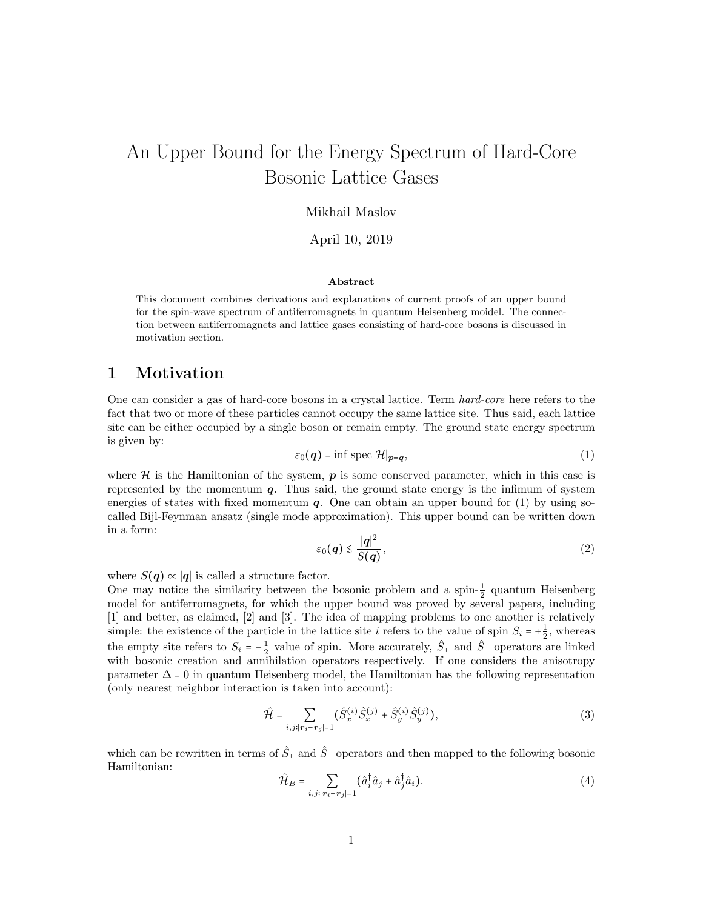# An Upper Bound for the Energy Spectrum of Hard-Core Bosonic Lattice Gases

Mikhail Maslov

April 10, 2019

**Abstract**

This document combines derivations and explanations of current proofs of an upper bound for the spin-wave spectrum of antiferromagnets in quantum Heisenberg moidel. The connection between antiferromagnets and lattice gases consisting of hard-core bosons is discussed in motivation section.

## 1 Motivation

One can consider a gas of hard-core bosons in a crystal lattice. Term *hard-core* here refers to the fact that two or more of these particles cannot occupy the same lattice site. Thus said, each lattice site can be either occupied by a single boson or remain empty. The ground state energy spectrum is given by:

$$\varepsilon_0(\boldsymbol{q}) = \inf \text{ spec } \mathcal{H}|_{\boldsymbol{p}=\boldsymbol{q}}, \tag{1}$$

where $\mathcal{H}$ is the Hamiltonian of the system, $\boldsymbol{p}$ is some conserved parameter, which in this case is represented by the momentum $\boldsymbol{q}$. Thus said, the ground state energy is the infimum of system energies of states with fixed momentum $\boldsymbol{q}$. One can obtain an upper bound for (1) by using so-called Bijl-Feynman ansatz (single mode approximation). This upper bound can be written down in a form:

$$\varepsilon_0(\boldsymbol{q}) \lesssim \frac{|\boldsymbol{q}|^2}{S(\boldsymbol{q})}, \tag{2}$$

where $S(\boldsymbol{q}) \propto |\boldsymbol{q}|$ is called a structure factor.

One may notice the similarity between the bosonic problem and a spin-$\frac{1}{2}$ quantum Heisenberg model for antiferromagnets, for which the upper bound was proved by several papers, including [1] and better, as claimed, [2] and [3]. The idea of mapping problems to one another is relatively simple: the existence of the particle in the lattice site $i$ refers to the value of spin $S_i = +\frac{1}{2}$, whereas the empty site refers to $S_i = -\frac{1}{2}$ value of spin. More accurately, $\hat{S}_+$ and $\hat{S}_-$ operators are linked with bosonic creation and annihilation operators respectively. If one considers the anisotropy parameter $\Delta = 0$ in quantum Heisenberg model, the Hamiltonian has the following representation (only nearest neighbor interaction is taken into account):

$$\hat{\mathcal{H}} = \sum_{i,j:|\boldsymbol{r}_i - \boldsymbol{r}_j|=1} (\hat{S}_x^{(i)} \hat{S}_x^{(j)} + \hat{S}_y^{(i)} \hat{S}_y^{(j)}), \tag{3}$$

which can be rewritten in terms of $\hat{S}_+$ and $\hat{S}_-$ operators and then mapped to the following bosonic Hamiltonian:

$$\hat{\mathcal{H}}_B = \sum_{i,j:|\boldsymbol{r}_i - \boldsymbol{r}_j|=1} (\hat{a}_i^\dagger \hat{a}_j + \hat{a}_j^\dagger \hat{a}_i). \tag{4}$$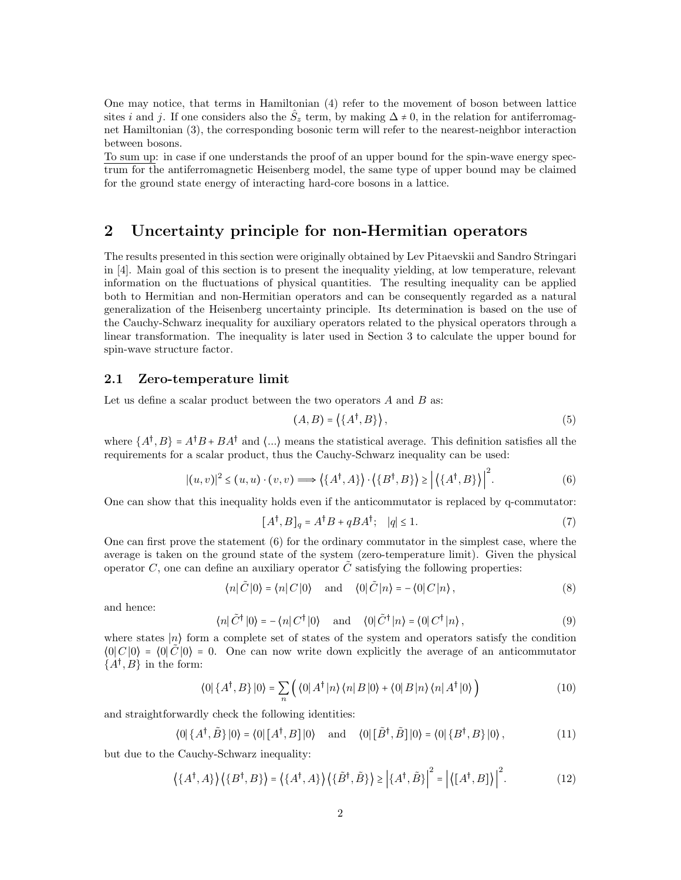One may notice, that terms in Hamiltonian (4) refer to the movement of boson between lattice sites $i$ and $j$. If one considers also the $\hat{S}_z$ term, by making $\Delta \neq 0$, in the relation for antiferromagnet Hamiltonian (3), the corresponding bosonic term will refer to the nearest-neighbor interaction between bosons.

To sum up: in case if one understands the proof of an upper bound for the spin-wave energy spectrum for the antiferromagnetic Heisenberg model, the same type of upper bound may be claimed for the ground state energy of interacting hard-core bosons in a lattice.

# 2 Uncertainty principle for non-Hermitian operators

The results presented in this section were originally obtained by Lev Pitaevskii and Sandro Stringari in [4]. Main goal of this section is to present the inequality yielding, at low temperature, relevant information on the fluctuations of physical quantities. The resulting inequality can be applied both to Hermitian and non-Hermitian operators and can be consequently regarded as a natural generalization of the Heisenberg uncertainty principle. Its determination is based on the use of the Cauchy-Schwarz inequality for auxiliary operators related to the physical operators through a linear transformation. The inequality is later used in Section 3 to calculate the upper bound for spin-wave structure factor.

## 2.1 Zero-temperature limit

Let us define a scalar product between the two operators $A$ and $B$ as:

$$(A, B) = \left\langle \{A^\dagger, B\} \right\rangle, \tag{5}$$

where $\{A^\dagger, B\} = A^\dagger B + BA^\dagger$ and $\langle ... \rangle$ means the statistical average. This definition satisfies all the requirements for a scalar product, thus the Cauchy-Schwarz inequality can be used:

$$|(u,v)|^2 \leq (u,u) \cdot (v,v) \Longrightarrow \left\langle \{A^\dagger, A\} \right\rangle \cdot \left\langle \{B^\dagger, B\} \right\rangle \geq \left| \left\langle \{A^\dagger, B\} \right\rangle \right|^2. \tag{6}$$

One can show that this inequality holds even if the anticommutator is replaced by q-commutator:

$$[A^\dagger, B]_q = A^\dagger B + qBA^\dagger; \quad |q| \leq 1. \tag{7}$$

One can first prove the statement (6) for the ordinary commutator in the simplest case, where the average is taken on the ground state of the system (zero-temperature limit). Given the physical operator $C$, one can define an auxiliary operator $\tilde{C}$ satisfying the following properties:

$$\langle n | \tilde{C} | 0 \rangle = \langle n | C | 0 \rangle \quad \text{and} \quad \langle 0 | \tilde{C} | n \rangle = -\langle 0 | C | n \rangle, \tag{8}$$

and hence:

$$\langle n | \tilde{C}^\dagger | 0 \rangle = -\langle n | C^\dagger | 0 \rangle \quad \text{and} \quad \langle 0 | \tilde{C}^\dagger | n \rangle = \langle 0 | C^\dagger | n \rangle, \tag{9}$$

where states $|n\rangle$ form a complete set of states of the system and operators satisfy the condition $\langle 0 | C | 0 \rangle = \langle 0 | \tilde{C} | 0 \rangle = 0$. One can now write down explicitly the average of an anticommutator $\{A^\dagger, B\}$ in the form:

$$\langle 0 | \{A^\dagger, B\} | 0 \rangle = \sum_n \Big( \langle 0 | A^\dagger | n \rangle \langle n | B | 0 \rangle + \langle 0 | B | n \rangle \langle n | A^\dagger | 0 \rangle \Big) \tag{10}$$

and straightforwardly check the following identities:

$$\langle 0 | \{A^\dagger, \tilde{B}\} | 0 \rangle = \langle 0 | [A^\dagger, B] | 0 \rangle \quad \text{and} \quad \langle 0 | [\tilde{B}^\dagger, \tilde{B}] | 0 \rangle = \langle 0 | \{B^\dagger, B\} | 0 \rangle, \tag{11}$$

but due to the Cauchy-Schwarz inequality:

$$\left\langle \{A^\dagger, A\} \right\rangle \left\langle \{B^\dagger, B\} \right\rangle = \left\langle \{A^\dagger, A\} \right\rangle \left\langle \{\tilde{B}^\dagger, \tilde{B}\} \right\rangle \geq \left| \{A^\dagger, \tilde{B}\} \right|^2 = \left| \left\langle [A^\dagger, B] \right\rangle \right|^2. \tag{12}$$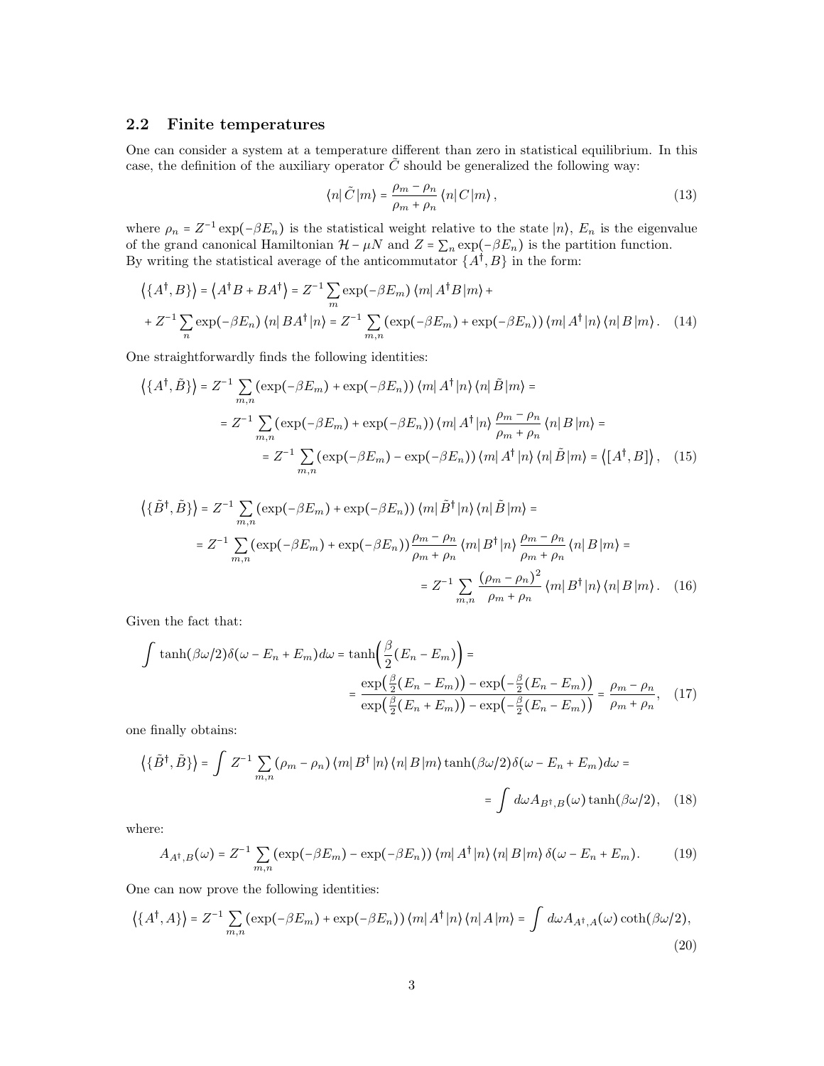### 2.2 Finite temperatures

One can consider a system at a temperature different than zero in statistical equilibrium. In this case, the definition of the auxiliary operator $\tilde{C}$ should be generalized the following way:

$$\langle n|\,\tilde{C}\,|m\rangle = \frac{\rho_m - \rho_n}{\rho_m + \rho_n}\,\langle n|\,C\,|m\rangle\,, \tag{13}$$

where $\rho_n = Z^{-1}\exp(-\beta E_n)$ is the statistical weight relative to the state $|n\rangle$, $E_n$ is the eigenvalue of the grand canonical Hamiltonian $\mathcal{H} - \mu N$ and $Z = \sum_n \exp(-\beta E_n)$ is the partition function.
By writing the statistical average of the anticommutator $\{A^\dagger, B\}$ in the form:

$$\begin{aligned}\left\langle\{A^\dagger, B\}\right\rangle &= \left\langle A^\dagger B + B A^\dagger\right\rangle = Z^{-1}\sum_m \exp(-\beta E_m)\,\langle m|\,A^\dagger B\,|m\rangle + \\ &+ Z^{-1}\sum_n \exp(-\beta E_n)\,\langle n|\,B A^\dagger\,|n\rangle = Z^{-1}\sum_{m,n}\left(\exp(-\beta E_m) + \exp(-\beta E_n)\right)\langle m|\,A^\dagger\,|n\rangle\,\langle n|\,B\,|m\rangle\,. \end{aligned}\tag{14}$$

One straightforwardly finds the following identities:

$$\begin{aligned}\left\langle\{A^\dagger, \tilde{B}\}\right\rangle &= Z^{-1}\sum_{m,n}\left(\exp(-\beta E_m) + \exp(-\beta E_n)\right)\langle m|\,A^\dagger\,|n\rangle\,\langle n|\,\tilde{B}\,|m\rangle = \\ &= Z^{-1}\sum_{m,n}\left(\exp(-\beta E_m) + \exp(-\beta E_n)\right)\langle m|\,A^\dagger\,|n\rangle\,\frac{\rho_m - \rho_n}{\rho_m + \rho_n}\,\langle n|\,B\,|m\rangle = \\ &= Z^{-1}\sum_{m,n}\left(\exp(-\beta E_m) - \exp(-\beta E_n)\right)\langle m|\,A^\dagger\,|n\rangle\,\langle n|\,\tilde{B}\,|m\rangle = \left\langle[A^\dagger, B]\right\rangle, \end{aligned}\tag{15}$$

$$\begin{aligned}\left\langle\{\tilde{B}^\dagger, \tilde{B}\}\right\rangle &= Z^{-1}\sum_{m,n}\left(\exp(-\beta E_m) + \exp(-\beta E_n)\right)\langle m|\,\tilde{B}^\dagger\,|n\rangle\,\langle n|\,\tilde{B}\,|m\rangle = \\ &= Z^{-1}\sum_{m,n}\left(\exp(-\beta E_m) + \exp(-\beta E_n)\right)\frac{\rho_m - \rho_n}{\rho_m + \rho_n}\,\langle m|\,B^\dagger\,|n\rangle\,\frac{\rho_m - \rho_n}{\rho_m + \rho_n}\,\langle n|\,B\,|m\rangle = \\ &= Z^{-1}\sum_{m,n}\frac{(\rho_m - \rho_n)^2}{\rho_m + \rho_n}\,\langle m|\,B^\dagger\,|n\rangle\,\langle n|\,B\,|m\rangle\,. \end{aligned}\tag{16}$$

Given the fact that:

$$\begin{aligned}\int \tanh(\beta\omega/2)\delta(\omega - E_n + E_m)d\omega &= \tanh\!\left(\frac{\beta}{2}(E_n - E_m)\right) = \\ &= \frac{\exp\!\left(\frac{\beta}{2}(E_n - E_m)\right) - \exp\!\left(-\frac{\beta}{2}(E_n - E_m)\right)}{\exp\!\left(\frac{\beta}{2}(E_n + E_m)\right) - \exp\!\left(-\frac{\beta}{2}(E_n - E_m)\right)} = \frac{\rho_m - \rho_n}{\rho_m + \rho_n}, \end{aligned}\tag{17}$$

one finally obtains:

$$\begin{aligned}\left\langle\{\tilde{B}^\dagger, \tilde{B}\}\right\rangle &= \int Z^{-1}\sum_{m,n}(\rho_m - \rho_n)\,\langle m|\,B^\dagger\,|n\rangle\,\langle n|\,B\,|m\rangle \tanh(\beta\omega/2)\delta(\omega - E_n + E_m)d\omega = \\ &= \int d\omega A_{B^\dagger,B}(\omega)\tanh(\beta\omega/2), \end{aligned}\tag{18}$$

where:

$$A_{A^\dagger,B}(\omega) = Z^{-1}\sum_{m,n}\left(\exp(-\beta E_m) - \exp(-\beta E_n)\right)\langle m|\,A^\dagger\,|n\rangle\,\langle n|\,B\,|m\rangle\,\delta(\omega - E_n + E_m). \tag{19}$$

One can now prove the following identities:

$$\left\langle\{A^\dagger, A\}\right\rangle = Z^{-1}\sum_{m,n}\left(\exp(-\beta E_m) + \exp(-\beta E_n)\right)\langle m|\,A^\dagger\,|n\rangle\,\langle n|\,A\,|m\rangle = \int d\omega A_{A^\dagger,A}(\omega)\coth(\beta\omega/2), \tag{20}$$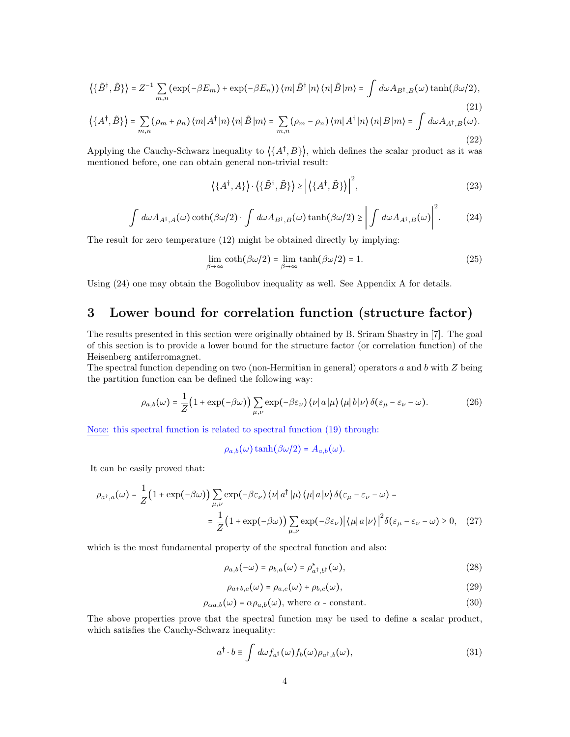$$\left\langle\{\tilde{B}^\dagger,\tilde{B}\}\right\rangle = Z^{-1}\sum_{m,n}\left(\exp(-\beta E_m)+\exp(-\beta E_n)\right)\langle m|\,\tilde{B}^\dagger\,|n\rangle\,\langle n|\,\tilde{B}\,|m\rangle = \int d\omega A_{B^\dagger,B}(\omega)\tanh(\beta\omega/2), \tag{21}$$

$$\left\langle\{A^\dagger,\tilde{B}\}\right\rangle = \sum_{m,n}(\rho_m+\rho_n)\langle m|\,A^\dagger\,|n\rangle\,\langle n|\,\tilde{B}\,|m\rangle = \sum_{m,n}(\rho_m-\rho_n)\langle m|\,A^\dagger\,|n\rangle\,\langle n|\,B\,|m\rangle = \int d\omega A_{A^\dagger,B}(\omega). \tag{22}$$

Applying the Cauchy-Schwarz inequality to $\left\langle\{A^\dagger,B\}\right\rangle$, which defines the scalar product as it was mentioned before, one can obtain general non-trivial result:

$$\left\langle\{A^\dagger,A\}\right\rangle\cdot\left\langle\{\tilde{B}^\dagger,\tilde{B}\}\right\rangle \geq \left|\left\langle\{A^\dagger,\tilde{B}\}\right\rangle\right|^2, \tag{23}$$

$$\int d\omega A_{A^\dagger,A}(\omega)\coth(\beta\omega/2)\cdot\int d\omega A_{B^\dagger,B}(\omega)\tanh(\beta\omega/2) \geq \left|\int d\omega A_{A^\dagger,B}(\omega)\right|^2. \tag{24}$$

The result for zero temperature (12) might be obtained directly by implying:

$$\lim_{\beta\to\infty}\coth(\beta\omega/2) = \lim_{\beta\to\infty}\tanh(\beta\omega/2) = 1. \tag{25}$$

Using (24) one may obtain the Bogoliubov inequality as well. See Appendix A for details.

# 3 Lower bound for correlation function (structure factor)

The results presented in this section were originally obtained by B. Sriram Shastry in [7]. The goal of this section is to provide a lower bound for the structure factor (or correlation function) of the Heisenberg antiferromagnet.

The spectral function depending on two (non-Hermitian in general) operators $a$ and $b$ with $Z$ being the partition function can be defined the following way:

$$\rho_{a,b}(\omega) = \frac{1}{Z}\big(1+\exp(-\beta\omega)\big)\sum_{\mu,\nu}\exp(-\beta\varepsilon_\nu)\,\langle\nu|\,a\,|\mu\rangle\,\langle\mu|\,b\,|\nu\rangle\,\delta(\varepsilon_\mu-\varepsilon_\nu-\omega). \tag{26}$$

Note: this spectral function is related to spectral function (19) through:

$$\rho_{a,b}(\omega)\tanh(\beta\omega/2) = A_{a,b}(\omega).$$

It can be easily proved that:

$$\rho_{a^\dagger,a}(\omega) = \frac{1}{Z}\big(1+\exp(-\beta\omega)\big)\sum_{\mu,\nu}\exp(-\beta\varepsilon_\nu)\,\langle\nu|\,a^\dagger\,|\mu\rangle\,\langle\mu|\,a\,|\nu\rangle\,\delta(\varepsilon_\mu-\varepsilon_\nu-\omega) =$$

$$= \frac{1}{Z}\big(1+\exp(-\beta\omega)\big)\sum_{\mu,\nu}\exp(-\beta\varepsilon_\nu)\big|\,\langle\mu|\,a\,|\nu\rangle\,\big|^2\delta(\varepsilon_\mu-\varepsilon_\nu-\omega) \geq 0, \tag{27}$$

which is the most fundamental property of the spectral function and also:

$$\rho_{a,b}(-\omega) = \rho_{b,a}(\omega) = \rho^*_{a^\dagger,b^\dagger}(\omega), \tag{28}$$

$$\rho_{a+b,c}(\omega) = \rho_{a,c}(\omega)+\rho_{b,c}(\omega), \tag{29}$$

$$\rho_{\alpha a,b}(\omega) = \alpha\rho_{a,b}(\omega),\text{ where }\alpha\text{ - constant}. \tag{30}$$

The above properties prove that the spectral function may be used to define a scalar product, which satisfies the Cauchy-Schwarz inequality:

$$a^\dagger\cdot b \equiv \int d\omega f_{a^\dagger}(\omega)f_b(\omega)\rho_{a^\dagger,b}(\omega), \tag{31}$$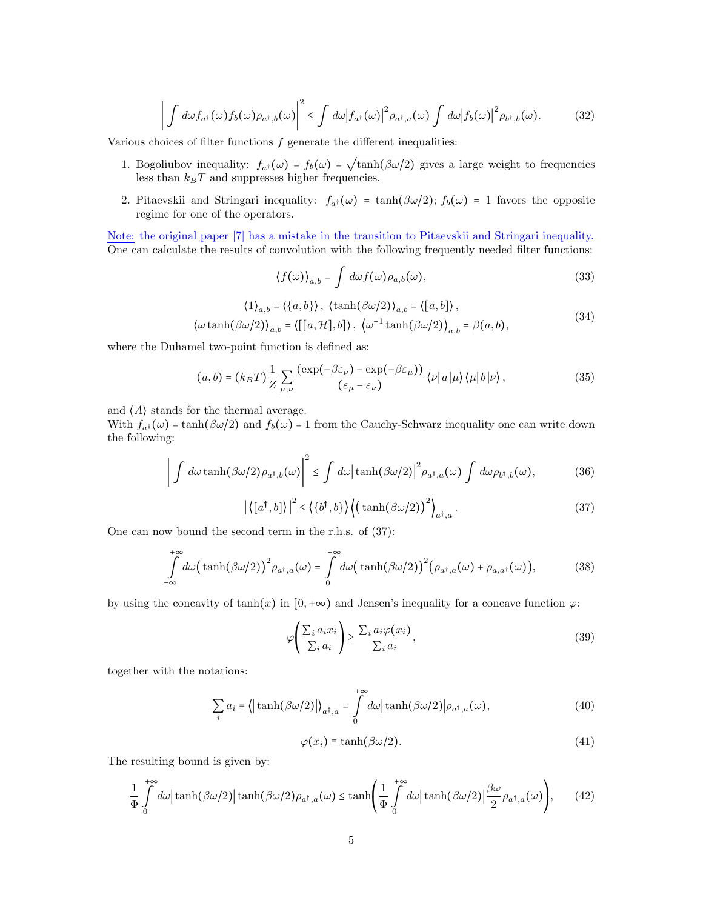$$
\left| \int d\omega f_{a^\dagger}(\omega) f_b(\omega) \rho_{a^\dagger,b}(\omega) \right|^2 \leq \int d\omega \left| f_{a^\dagger}(\omega) \right|^2 \rho_{a^\dagger,a}(\omega) \int d\omega \left| f_b(\omega) \right|^2 \rho_{b^\dagger,b}(\omega). \tag{32}
$$

Various choices of filter functions $f$ generate the different inequalities:

1. Bogoliubov inequality: $f_{a^\dagger}(\omega) = f_b(\omega) = \sqrt{\tanh(\beta\omega/2)}$ gives a large weight to frequencies less than $k_B T$ and suppresses higher frequencies.

2. Pitaevskii and Stringari inequality: $f_{a^\dagger}(\omega) = \tanh(\beta\omega/2)$; $f_b(\omega) = 1$ favors the opposite regime for one of the operators.

Note: the original paper [7] has a mistake in the transition to Pitaevskii and Stringari inequality. One can calculate the results of convolution with the following frequently needed filter functions:

$$
\langle f(\omega) \rangle_{a,b} = \int d\omega f(\omega) \rho_{a,b}(\omega), \tag{33}
$$

$$
\begin{gathered}
\langle 1 \rangle_{a,b} = \langle \{a, b\} \rangle, \ \langle \tanh(\beta\omega/2) \rangle_{a,b} = \langle [a, b] \rangle, \\
\langle \omega \tanh(\beta\omega/2) \rangle_{a,b} = \langle [[a, \mathcal{H}], b] \rangle, \ \langle \omega^{-1} \tanh(\beta\omega/2) \rangle_{a,b} = \beta(a, b),
\end{gathered} \tag{34}
$$

where the Duhamel two-point function is defined as:

$$
(a, b) = (k_B T) \frac{1}{Z} \sum_{\mu,\nu} \frac{(\exp(-\beta\varepsilon_\nu) - \exp(-\beta\varepsilon_\mu))}{(\varepsilon_\mu - \varepsilon_\nu)} \langle \nu | a | \mu \rangle \langle \mu | b | \nu \rangle, \tag{35}
$$

and $\langle A \rangle$ stands for the thermal average.
With $f_{a^\dagger}(\omega) = \tanh(\beta\omega/2)$ and $f_b(\omega) = 1$ from the Cauchy-Schwarz inequality one can write down the following:

$$
\left| \int d\omega \tanh(\beta\omega/2) \rho_{a^\dagger,b}(\omega) \right|^2 \leq \int d\omega \left| \tanh(\beta\omega/2) \right|^2 \rho_{a^\dagger,a}(\omega) \int d\omega \rho_{b^\dagger,b}(\omega), \tag{36}
$$

$$
\left| \langle [a^\dagger, b] \rangle \right|^2 \leq \langle \{b^\dagger, b\} \rangle \left\langle \left( \tanh(\beta\omega/2) \right)^2 \right\rangle_{a^\dagger,a}. \tag{37}
$$

One can now bound the second term in the r.h.s. of (37):

$$
\int_{-\infty}^{+\infty} d\omega \left( \tanh(\beta\omega/2) \right)^2 \rho_{a^\dagger,a}(\omega) = \int_{0}^{+\infty} d\omega \left( \tanh(\beta\omega/2) \right)^2 \left( \rho_{a^\dagger,a}(\omega) + \rho_{a,a^\dagger}(\omega) \right), \tag{38}
$$

by using the concavity of $\tanh(x)$ in $[0, +\infty)$ and Jensen's inequality for a concave function $\varphi$:

$$
\varphi\left( \frac{\sum_i a_i x_i}{\sum_i a_i} \right) \geq \frac{\sum_i a_i \varphi(x_i)}{\sum_i a_i}, \tag{39}
$$

together with the notations:

$$
\sum_i a_i \equiv \left\langle \left| \tanh(\beta\omega/2) \right| \right\rangle_{a^\dagger,a} = \int_{0}^{+\infty} d\omega \left| \tanh(\beta\omega/2) \right| \rho_{a^\dagger,a}(\omega), \tag{40}
$$

$$
\varphi(x_i) \equiv \tanh(\beta\omega/2). \tag{41}
$$

The resulting bound is given by:

$$
\frac{1}{\Phi} \int_{0}^{+\infty} d\omega \left| \tanh(\beta\omega/2) \right| \tanh(\beta\omega/2) \rho_{a^\dagger,a}(\omega) \leq \tanh\left( \frac{1}{\Phi} \int_{0}^{+\infty} d\omega \left| \tanh(\beta\omega/2) \right| \frac{\beta\omega}{2} \rho_{a^\dagger,a}(\omega) \right), \tag{42}
$$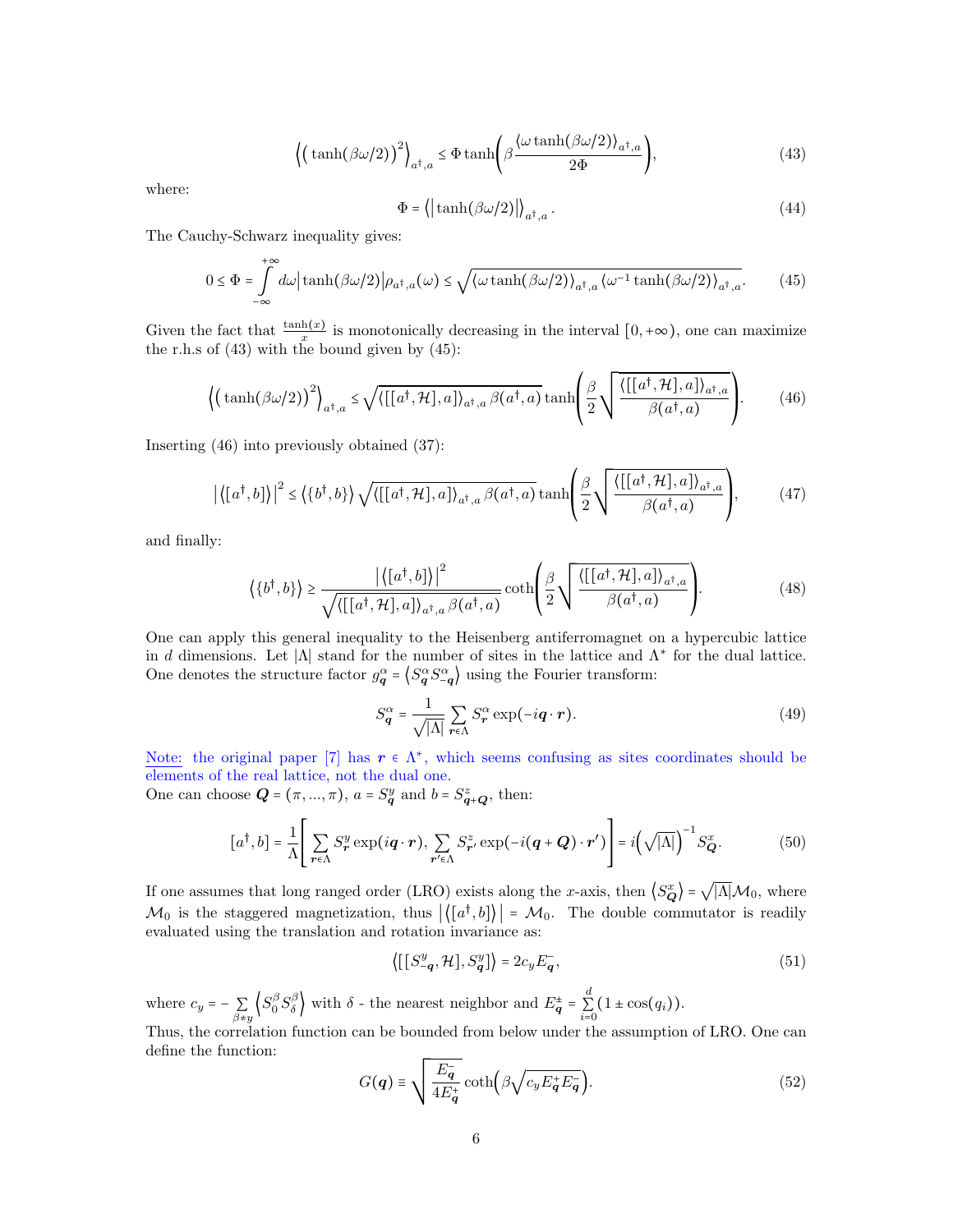$$\left\langle \left( \tanh(\beta\omega/2) \right)^2 \right\rangle_{a^\dagger,a} \le \Phi \tanh\left( \beta \frac{\langle \omega \tanh(\beta\omega/2) \rangle_{a^\dagger,a}}{2\Phi} \right), \tag{43}$$

where:

$$\Phi = \left\langle \left| \tanh(\beta\omega/2) \right| \right\rangle_{a^\dagger,a}. \tag{44}$$

The Cauchy-Schwarz inequality gives:

$$0 \le \Phi = \int_{-\infty}^{+\infty} d\omega \left| \tanh(\beta\omega/2) \right| \rho_{a^\dagger,a}(\omega) \le \sqrt{\langle \omega \tanh(\beta\omega/2) \rangle_{a^\dagger,a} \langle \omega^{-1} \tanh(\beta\omega/2) \rangle_{a^\dagger,a}}. \tag{45}$$

Given the fact that $\frac{\tanh(x)}{x}$ is monotonically decreasing in the interval $[0,+\infty)$, one can maximize the r.h.s of (43) with the bound given by (45):

$$\left\langle \left( \tanh(\beta\omega/2) \right)^2 \right\rangle_{a^\dagger,a} \le \sqrt{\langle [[a^\dagger, \mathcal{H}], a] \rangle_{a^\dagger,a} \beta(a^\dagger, a)} \tanh\left( \frac{\beta}{2} \sqrt{\frac{\langle [[a^\dagger, \mathcal{H}], a] \rangle_{a^\dagger,a}}{\beta(a^\dagger, a)}} \right). \tag{46}$$

Inserting (46) into previously obtained (37):

$$\left| \left\langle [a^\dagger, b] \right\rangle \right|^2 \le \left\langle \{b^\dagger, b\} \right\rangle \sqrt{\langle [[a^\dagger, \mathcal{H}], a] \rangle_{a^\dagger,a} \beta(a^\dagger, a)} \tanh\left( \frac{\beta}{2} \sqrt{\frac{\langle [[a^\dagger, \mathcal{H}], a] \rangle_{a^\dagger,a}}{\beta(a^\dagger, a)}} \right), \tag{47}$$

and finally:

$$\left\langle \{b^\dagger, b\} \right\rangle \ge \frac{\left| \left\langle [a^\dagger, b] \right\rangle \right|^2}{\sqrt{\langle [[a^\dagger, \mathcal{H}], a] \rangle_{a^\dagger,a} \beta(a^\dagger, a)}} \coth\left( \frac{\beta}{2} \sqrt{\frac{\langle [[a^\dagger, \mathcal{H}], a] \rangle_{a^\dagger,a}}{\beta(a^\dagger, a)}} \right). \tag{48}$$

One can apply this general inequality to the Heisenberg antiferromagnet on a hypercubic lattice in $d$ dimensions. Let $|\Lambda|$ stand for the number of sites in the lattice and $\Lambda^*$ for the dual lattice. One denotes the structure factor $g^\alpha_{\boldsymbol{q}} = \left\langle S^\alpha_{\boldsymbol{q}} S^\alpha_{-\boldsymbol{q}} \right\rangle$ using the Fourier transform:

$$S^\alpha_{\boldsymbol{q}} = \frac{1}{\sqrt{|\Lambda|}} \sum_{\boldsymbol{r} \in \Lambda} S^\alpha_{\boldsymbol{r}} \exp(-i \boldsymbol{q} \cdot \boldsymbol{r}). \tag{49}$$

Note: the original paper [7] has $\boldsymbol{r} \in \Lambda^*$, which seems confusing as sites coordinates should be elements of the real lattice, not the dual one.

One can choose $\boldsymbol{Q} = (\pi, ..., \pi)$, $a = S^y_{\boldsymbol{q}}$ and $b = S^z_{\boldsymbol{q}+\boldsymbol{Q}}$, then:

$$[a^\dagger, b] = \frac{1}{\Lambda} \left[ \sum_{\boldsymbol{r} \in \Lambda} S^y_{\boldsymbol{r}} \exp(i \boldsymbol{q} \cdot \boldsymbol{r}), \sum_{\boldsymbol{r}' \in \Lambda} S^z_{\boldsymbol{r}'} \exp(-i (\boldsymbol{q} + \boldsymbol{Q}) \cdot \boldsymbol{r}') \right] = i \left( \sqrt{|\Lambda|} \right)^{-1} S^x_{\boldsymbol{Q}}. \tag{50}$$

If one assumes that long ranged order (LRO) exists along the $x$-axis, then $\left\langle S^x_{\boldsymbol{Q}} \right\rangle = \sqrt{|\Lambda|} \mathcal{M}_0$, where $\mathcal{M}_0$ is the staggered magnetization, thus $\left| \left\langle [a^\dagger, b] \right\rangle \right| = \mathcal{M}_0$. The double commutator is readily evaluated using the translation and rotation invariance as:

$$\left\langle [[S^y_{-\boldsymbol{q}}, \mathcal{H}], S^y_{\boldsymbol{q}}] \right\rangle = 2 c_y E^-_{\boldsymbol{q}}, \tag{51}$$

where $c_y = -\sum_{\beta \ne y} \left\langle S^\beta_0 S^\beta_\delta \right\rangle$ with $\delta$ - the nearest neighbor and $E^\pm_{\boldsymbol{q}} = \sum_{i=0}^{d} (1 \pm \cos(q_i))$.

Thus, the correlation function can be bounded from below under the assumption of LRO. One can define the function:

$$G(\boldsymbol{q}) \equiv \sqrt{\frac{E^-_{\boldsymbol{q}}}{4 E^+_{\boldsymbol{q}}}} \coth\left( \beta \sqrt{c_y E^+_{\boldsymbol{q}} E^-_{\boldsymbol{q}}} \right). \tag{52}$$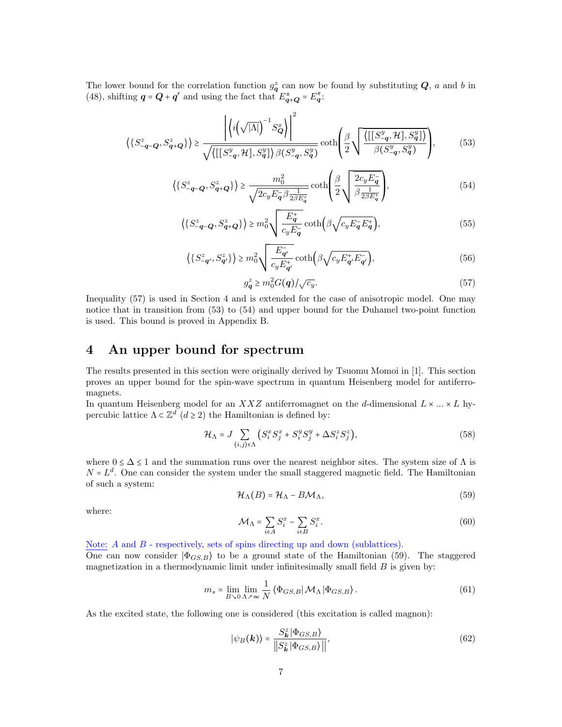The lower bound for the correlation function $g_{\boldsymbol{q}}^z$ can now be found by substituting $\boldsymbol{Q}$, $a$ and $b$ in (48), shifting $\boldsymbol{q} = \boldsymbol{Q} + \boldsymbol{q}'$ and using the fact that $E_{\boldsymbol{q}+\boldsymbol{Q}}^{\pm} = E_{\boldsymbol{q}}^{\mp}$:

$$\left\langle \{S_{-\boldsymbol{q}-\boldsymbol{Q}}^z, S_{\boldsymbol{q}+\boldsymbol{Q}}^z\} \right\rangle \geq \frac{\left| \left\langle i\left(\sqrt{|\Lambda|}\right)^{-1} S_{\boldsymbol{Q}}^x \right\rangle \right|^2}{\sqrt{\left\langle [[S_{-\boldsymbol{q}}^y, \mathcal{H}], S_{\boldsymbol{q}}^y] \right\rangle \beta (S_{-\boldsymbol{q}}^y, S_{\boldsymbol{q}}^y)}} \coth\left( \frac{\beta}{2} \sqrt{\frac{\left\langle [[S_{-\boldsymbol{q}}^y, \mathcal{H}], S_{\boldsymbol{q}}^y] \right\rangle}{\beta (S_{-\boldsymbol{q}}^y, S_{\boldsymbol{q}}^y)}} \right), \tag{53}$$

$$\left\langle \{S_{-\boldsymbol{q}-\boldsymbol{Q}}^z, S_{\boldsymbol{q}+\boldsymbol{Q}}^z\} \right\rangle \geq \frac{m_0^2}{\sqrt{2c_y E_{\boldsymbol{q}}^- \beta \frac{1}{2\beta E_{\boldsymbol{q}}^+}}} \coth\left( \frac{\beta}{2} \sqrt{\frac{2c_y E_{\boldsymbol{q}}^-}{\beta \frac{1}{2\beta E_{\boldsymbol{q}}^+}}} \right), \tag{54}$$

$$\left\langle \{S_{-\boldsymbol{q}-\boldsymbol{Q}}^z, S_{\boldsymbol{q}+\boldsymbol{Q}}^z\} \right\rangle \geq m_0^2 \sqrt{\frac{E_{\boldsymbol{q}}^+}{c_y E_{\boldsymbol{q}}^-}} \coth\left( \beta \sqrt{c_y E_{\boldsymbol{q}}^- E_{\boldsymbol{q}}^+} \right), \tag{55}$$

$$\left\langle \{S_{-\boldsymbol{q}'}^z, S_{\boldsymbol{q}'}^z\} \right\rangle \geq m_0^2 \sqrt{\frac{E_{\boldsymbol{q}'}^-}{c_y E_{\boldsymbol{q}'}^+}} \coth\left( \beta \sqrt{c_y E_{\boldsymbol{q}'}^+ E_{\boldsymbol{q}'}^-} \right), \tag{56}$$

$$g_{\boldsymbol{q}}^z \geq m_0^2 G(\boldsymbol{q}) / \sqrt{c_y}. \tag{57}$$

Inequality (57) is used in Section 4 and is extended for the case of anisotropic model. One may notice that in transition from (53) to (54) and upper bound for the Duhamel two-point function is used. This bound is proved in Appendix B.

# 4 An upper bound for spectrum

The results presented in this section were originally derived by Tsuomu Momoi in [1]. This section proves an upper bound for the spin-wave spectrum in quantum Heisenberg model for antiferromagnets.

In quantum Heisenberg model for an $XXZ$ antiferromagnet on the $d$-dimensional $L \times ... \times L$ hypercubic lattice $\Lambda \subset \mathbb{Z}^d$ $(d \geq 2)$ the Hamiltonian is defined by:

$$\mathcal{H}_\Lambda = J \sum_{\langle i,j \rangle \in \Lambda} \left( S_i^x S_j^x + S_i^y S_j^y + \Delta S_i^z S_j^z \right), \tag{58}$$

where $0 \leq \Delta \leq 1$ and the summation runs over the nearest neighbor sites. The system size of $\Lambda$ is $N = L^d$. One can consider the system under the small staggered magnetic field. The Hamiltonian of such a system:

$$\mathcal{H}_\Lambda(B) = \mathcal{H}_\Lambda - B\mathcal{M}_\Lambda, \tag{59}$$

where:

$$\mathcal{M}_\Lambda = \sum_{i \in A} S_i^x - \sum_{i \in B} S_i^x. \tag{60}$$

Note: $A$ and $B$ - respectively, sets of spins directing up and down (sublattices).

One can now consider $|\Phi_{GS,B}\rangle$ to be a ground state of the Hamiltonian (59). The staggered magnetization in a thermodynamic limit under infinitesimally small field $B$ is given by:

$$m_s = \lim_{B \searrow 0} \lim_{\Lambda \nearrow \infty} \frac{1}{N} \langle \Phi_{GS,B} | \mathcal{M}_\Lambda | \Phi_{GS,B} \rangle. \tag{61}$$

As the excited state, the following one is considered (this excitation is called magnon):

$$|\psi_B(\boldsymbol{k})\rangle = \frac{S_{\boldsymbol{k}}^z |\Phi_{GS,B}\rangle}{\left\| S_{\boldsymbol{k}}^z |\Phi_{GS,B}\rangle \right\|}, \tag{62}$$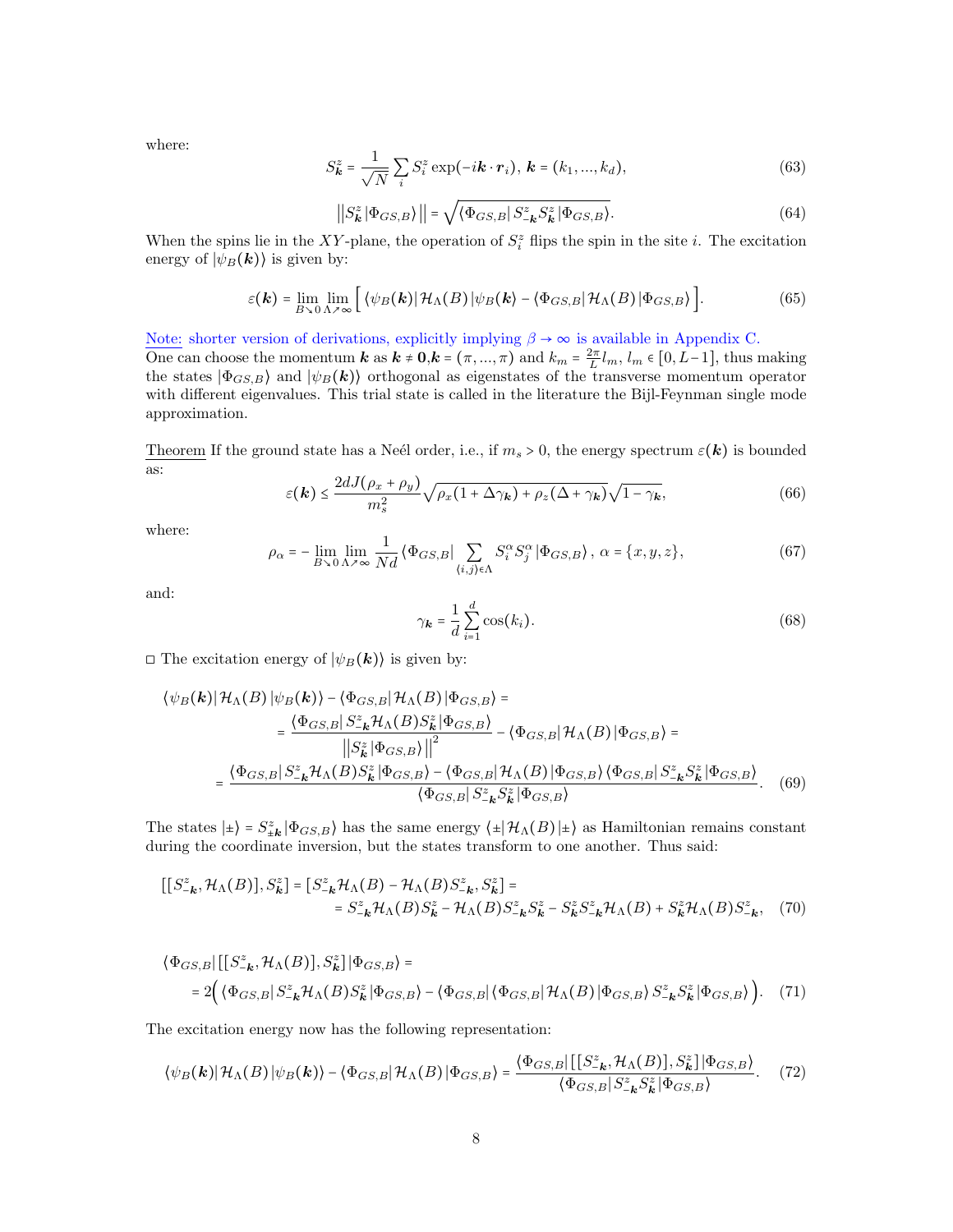where:

$$S^z_{\boldsymbol{k}} = \frac{1}{\sqrt{N}} \sum_i S^z_i \exp(-i\boldsymbol{k}\cdot\boldsymbol{r}_i),\ \boldsymbol{k} = (k_1, ..., k_d), \tag{63}$$

$$\left|\left|S^z_{\boldsymbol{k}} \left|\Phi_{GS,B}\right\rangle\right|\right| = \sqrt{\left\langle\Phi_{GS,B}\right| S^z_{-\boldsymbol{k}} S^z_{\boldsymbol{k}} \left|\Phi_{GS,B}\right\rangle}. \tag{64}$$

When the spins lie in the $XY$-plane, the operation of $S^z_i$ flips the spin in the site $i$. The excitation energy of $|\psi_B(\boldsymbol{k})\rangle$ is given by:

$$\varepsilon(\boldsymbol{k}) = \lim_{B\searrow 0}\lim_{\Lambda\nearrow\infty}\Big[\left\langle\psi_B(\boldsymbol{k})\right|\mathcal{H}_\Lambda(B)\left|\psi_B(\boldsymbol{k})\right\rangle - \left\langle\Phi_{GS,B}\right|\mathcal{H}_\Lambda(B)\left|\Phi_{GS,B}\right\rangle\Big]. \tag{65}$$

Note: shorter version of derivations, explicitly implying $\beta\to\infty$ is available in Appendix C.

One can choose the momentum $\boldsymbol{k}$ as $\boldsymbol{k}\neq\boldsymbol{0}, \boldsymbol{k} = (\pi, ..., \pi)$ and $k_m = \frac{2\pi}{L} l_m$, $l_m \in [0, L-1]$, thus making the states $|\Phi_{GS,B}\rangle$ and $|\psi_B(\boldsymbol{k})\rangle$ orthogonal as eigenstates of the transverse momentum operator with different eigenvalues. This trial state is called in the literature the Bijl-Feynman single mode approximation.

Theorem If the ground state has a Neél order, i.e., if $m_s > 0$, the energy spectrum $\varepsilon(\boldsymbol{k})$ is bounded as:

$$\varepsilon(\boldsymbol{k}) \leq \frac{2dJ(\rho_x+\rho_y)}{m_s^2}\sqrt{\rho_x(1+\Delta\gamma_{\boldsymbol{k}}) + \rho_z(\Delta+\gamma_{\boldsymbol{k}})}\sqrt{1-\gamma_{\boldsymbol{k}}}, \tag{66}$$

where:

$$\rho_\alpha = -\lim_{B\searrow 0}\lim_{\Lambda\nearrow\infty}\frac{1}{Nd}\left\langle\Phi_{GS,B}\right|\sum_{\langle i,j\rangle\in\Lambda} S^\alpha_i S^\alpha_j\left|\Phi_{GS,B}\right\rangle,\ \alpha = \{x,y,z\}, \tag{67}$$

and:

$$\gamma_{\boldsymbol{k}} = \frac{1}{d}\sum_{i=1}^d \cos(k_i). \tag{68}$$

□ The excitation energy of $|\psi_B(\boldsymbol{k})\rangle$ is given by:

$$\begin{aligned}
&\left\langle\psi_B(\boldsymbol{k})\right|\mathcal{H}_\Lambda(B)\left|\psi_B(\boldsymbol{k})\right\rangle - \left\langle\Phi_{GS,B}\right|\mathcal{H}_\Lambda(B)\left|\Phi_{GS,B}\right\rangle = \\
&\qquad = \frac{\left\langle\Phi_{GS,B}\right| S^z_{-\boldsymbol{k}}\mathcal{H}_\Lambda(B) S^z_{\boldsymbol{k}}\left|\Phi_{GS,B}\right\rangle}{\left|\left|S^z_{\boldsymbol{k}}\left|\Phi_{GS,B}\right\rangle\right|\right|^2} - \left\langle\Phi_{GS,B}\right|\mathcal{H}_\Lambda(B)\left|\Phi_{GS,B}\right\rangle = \\
&= \frac{\left\langle\Phi_{GS,B}\right| S^z_{-\boldsymbol{k}}\mathcal{H}_\Lambda(B) S^z_{\boldsymbol{k}}\left|\Phi_{GS,B}\right\rangle - \left\langle\Phi_{GS,B}\right|\mathcal{H}_\Lambda(B)\left|\Phi_{GS,B}\right\rangle\left\langle\Phi_{GS,B}\right| S^z_{-\boldsymbol{k}} S^z_{\boldsymbol{k}}\left|\Phi_{GS,B}\right\rangle}{\left\langle\Phi_{GS,B}\right| S^z_{-\boldsymbol{k}} S^z_{\boldsymbol{k}}\left|\Phi_{GS,B}\right\rangle}.
\end{aligned} \tag{69}$$

The states $|\pm\rangle = S^z_{\pm\boldsymbol{k}}|\Phi_{GS,B}\rangle$ has the same energy $\langle\pm|\mathcal{H}_\Lambda(B)|\pm\rangle$ as Hamiltonian remains constant during the coordinate inversion, but the states transform to one another. Thus said:

$$\begin{aligned}
[[S^z_{-\boldsymbol{k}}, \mathcal{H}_\Lambda(B)], S^z_{\boldsymbol{k}}] &= [S^z_{-\boldsymbol{k}}\mathcal{H}_\Lambda(B) - \mathcal{H}_\Lambda(B) S^z_{-\boldsymbol{k}}, S^z_{\boldsymbol{k}}] = \\
&= S^z_{-\boldsymbol{k}}\mathcal{H}_\Lambda(B) S^z_{\boldsymbol{k}} - \mathcal{H}_\Lambda(B) S^z_{-\boldsymbol{k}} S^z_{\boldsymbol{k}} - S^z_{\boldsymbol{k}} S^z_{-\boldsymbol{k}}\mathcal{H}_\Lambda(B) + S^z_{\boldsymbol{k}}\mathcal{H}_\Lambda(B) S^z_{-\boldsymbol{k}},
\end{aligned} \tag{70}$$

$$\begin{aligned}
&\left\langle\Phi_{GS,B}\right|[[S^z_{-\boldsymbol{k}}, \mathcal{H}_\Lambda(B)], S^z_{\boldsymbol{k}}]\left|\Phi_{GS,B}\right\rangle = \\
&\quad = 2\Big(\left\langle\Phi_{GS,B}\right| S^z_{-\boldsymbol{k}}\mathcal{H}_\Lambda(B) S^z_{\boldsymbol{k}}\left|\Phi_{GS,B}\right\rangle - \left\langle\Phi_{GS,B}\right|\left\langle\Phi_{GS,B}\right|\mathcal{H}_\Lambda(B)\left|\Phi_{GS,B}\right\rangle S^z_{-\boldsymbol{k}} S^z_{\boldsymbol{k}}\left|\Phi_{GS,B}\right\rangle\Big).
\end{aligned} \tag{71}$$

The excitation energy now has the following representation:

$$\left\langle\psi_B(\boldsymbol{k})\right|\mathcal{H}_\Lambda(B)\left|\psi_B(\boldsymbol{k})\right\rangle - \left\langle\Phi_{GS,B}\right|\mathcal{H}_\Lambda(B)\left|\Phi_{GS,B}\right\rangle = \frac{\left\langle\Phi_{GS,B}\right|[[S^z_{-\boldsymbol{k}}, \mathcal{H}_\Lambda(B)], S^z_{\boldsymbol{k}}]\left|\Phi_{GS,B}\right\rangle}{\left\langle\Phi_{GS,B}\right| S^z_{-\boldsymbol{k}} S^z_{\boldsymbol{k}}\left|\Phi_{GS,B}\right\rangle}. \tag{72}$$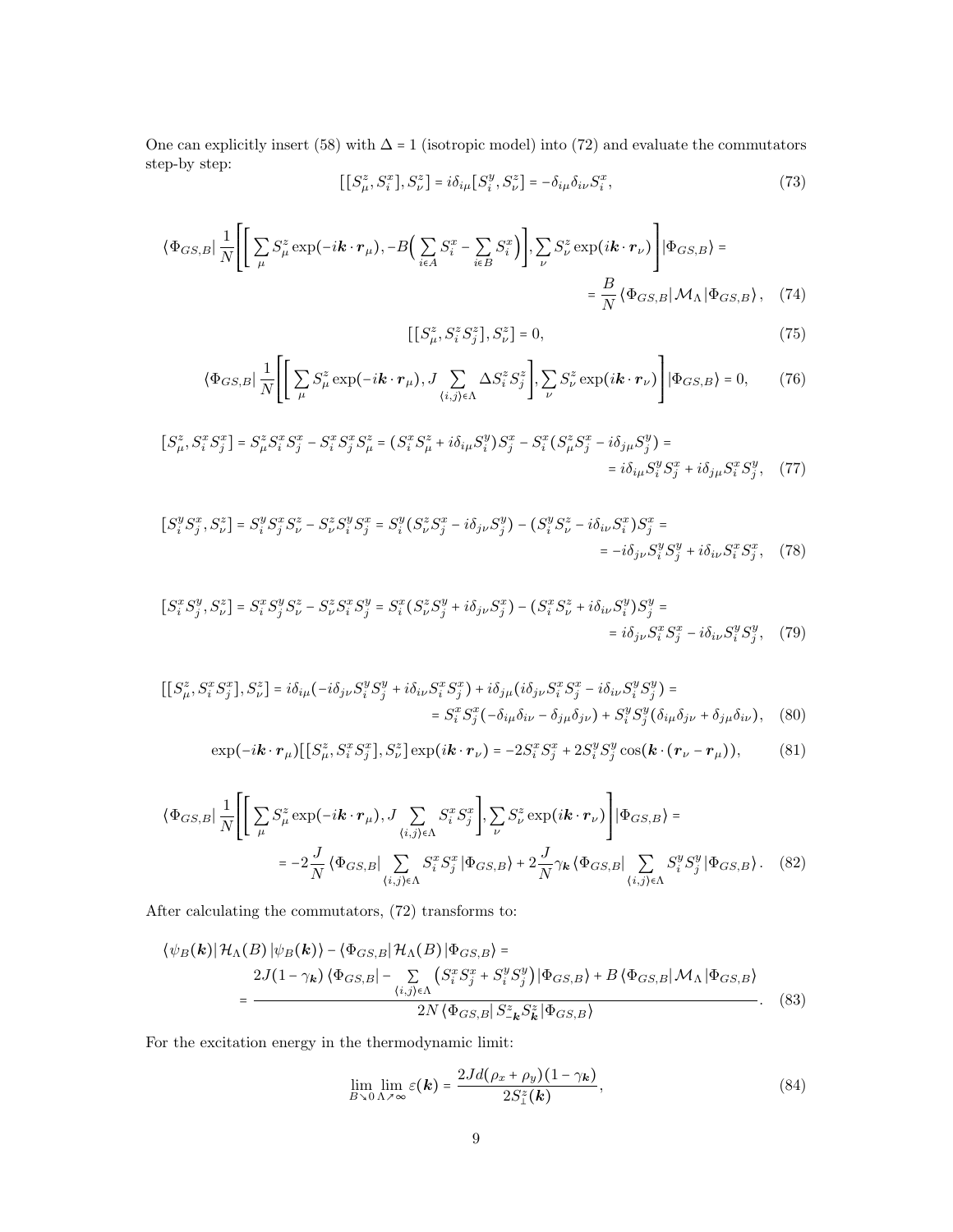One can explicitly insert (58) with $\Delta = 1$ (isotropic model) into (72) and evaluate the commutators step-by step:

$$[[S^z_\mu, S^x_i], S^z_\nu] = i\delta_{i\mu}[S^y_i, S^z_\nu] = -\delta_{i\mu}\delta_{i\nu}S^x_i, \tag{73}$$

$$\langle\Phi_{GS,B}|\,\frac{1}{N}\left[\left[\sum_\mu S^z_\mu \exp(-i\boldsymbol{k}\cdot\boldsymbol{r}_\mu), -B\Big(\sum_{i\in A} S^x_i - \sum_{i\in B} S^x_i\Big)\right], \sum_\nu S^z_\nu \exp(i\boldsymbol{k}\cdot\boldsymbol{r}_\nu)\right]|\Phi_{GS,B}\rangle = \\ = \frac{B}{N}\langle\Phi_{GS,B}|\,\mathcal{M}_\Lambda\,|\Phi_{GS,B}\rangle, \tag{74}$$

$$[[S^z_\mu, S^z_i S^z_j], S^z_\nu] = 0, \tag{75}$$

$$\langle\Phi_{GS,B}|\,\frac{1}{N}\left[\left[\sum_\mu S^z_\mu \exp(-i\boldsymbol{k}\cdot\boldsymbol{r}_\mu), J\sum_{\langle i,j\rangle\in\Lambda}\Delta S^z_i S^z_j\right], \sum_\nu S^z_\nu \exp(i\boldsymbol{k}\cdot\boldsymbol{r}_\nu)\right]|\Phi_{GS,B}\rangle = 0, \tag{76}$$

$$[S^z_\mu, S^x_i S^x_j] = S^z_\mu S^x_i S^x_j - S^x_i S^x_j S^z_\mu = (S^x_i S^z_\mu + i\delta_{i\mu}S^y_i)S^x_j - S^x_i(S^z_\mu S^x_j - i\delta_{j\mu}S^y_j) = \\ = i\delta_{i\mu}S^y_i S^x_j + i\delta_{j\mu}S^x_i S^y_j, \tag{77}$$

$$[S^y_i S^x_j, S^z_\nu] = S^y_i S^x_j S^z_\nu - S^z_\nu S^y_i S^x_j = S^y_i(S^z_\nu S^x_j - i\delta_{j\nu}S^y_j) - (S^y_i S^z_\nu - i\delta_{i\nu}S^x_i)S^x_j = \\ = -i\delta_{j\nu}S^y_i S^y_j + i\delta_{i\nu}S^x_i S^x_j, \tag{78}$$

$$[S^x_i S^y_j, S^z_\nu] = S^x_i S^y_j S^z_\nu - S^z_\nu S^x_i S^y_j = S^x_i(S^z_\nu S^y_j + i\delta_{j\nu}S^x_j) - (S^x_i S^z_\nu + i\delta_{i\nu}S^y_i)S^y_j = \\ = i\delta_{j\nu}S^x_i S^x_j - i\delta_{i\nu}S^y_i S^y_j, \tag{79}$$

$$[[S^z_\mu, S^x_i S^x_j], S^z_\nu] = i\delta_{i\mu}(-i\delta_{j\nu}S^y_i S^y_j + i\delta_{i\nu}S^x_i S^x_j) + i\delta_{j\mu}(i\delta_{j\nu}S^x_i S^x_j - i\delta_{i\nu}S^y_i S^y_j) = \\ = S^x_i S^x_j(-\delta_{i\mu}\delta_{i\nu} - \delta_{j\mu}\delta_{j\nu}) + S^y_i S^y_j(\delta_{i\mu}\delta_{j\nu} + \delta_{j\mu}\delta_{i\nu}), \tag{80}$$

$$\exp(-i\boldsymbol{k}\cdot\boldsymbol{r}_\mu)[[S^z_\mu, S^x_i S^x_j], S^z_\nu]\exp(i\boldsymbol{k}\cdot\boldsymbol{r}_\nu) = -2S^x_i S^x_j + 2S^y_i S^y_j\cos(\boldsymbol{k}\cdot(\boldsymbol{r}_\nu - \boldsymbol{r}_\mu)), \tag{81}$$

$$\langle\Phi_{GS,B}|\,\frac{1}{N}\left[\left[\sum_\mu S^z_\mu \exp(-i\boldsymbol{k}\cdot\boldsymbol{r}_\mu), J\sum_{\langle i,j\rangle\in\Lambda} S^x_i S^x_j\right], \sum_\nu S^z_\nu \exp(i\boldsymbol{k}\cdot\boldsymbol{r}_\nu)\right]|\Phi_{GS,B}\rangle = \\ = -2\frac{J}{N}\langle\Phi_{GS,B}|\sum_{\langle i,j\rangle\in\Lambda} S^x_i S^x_j\,|\Phi_{GS,B}\rangle + 2\frac{J}{N}\gamma_{\boldsymbol{k}}\langle\Phi_{GS,B}|\sum_{\langle i,j\rangle\in\Lambda} S^y_i S^y_j\,|\Phi_{GS,B}\rangle. \tag{82}$$

After calculating the commutators, (72) transforms to:

$$\langle\psi_B(\boldsymbol{k})|\,\mathcal{H}_\Lambda(B)\,|\psi_B(\boldsymbol{k})\rangle - \langle\Phi_{GS,B}|\,\mathcal{H}_\Lambda(B)\,|\Phi_{GS,B}\rangle = \\ = \frac{2J(1-\gamma_{\boldsymbol{k}})\langle\Phi_{GS,B}|-\sum_{\langle i,j\rangle\in\Lambda}\big(S^x_i S^x_j + S^y_i S^y_j\big)|\Phi_{GS,B}\rangle + B\langle\Phi_{GS,B}|\,\mathcal{M}_\Lambda\,|\Phi_{GS,B}\rangle}{2N\langle\Phi_{GS,B}|\,S^z_{-\boldsymbol{k}}S^z_{\boldsymbol{k}}\,|\Phi_{GS,B}\rangle}. \tag{83}$$

For the excitation energy in the thermodynamic limit:

$$\lim_{B\searrow 0}\lim_{\Lambda\nearrow\infty}\varepsilon(\boldsymbol{k}) = \frac{2Jd(\rho_x + \rho_y)(1-\gamma_{\boldsymbol{k}})}{2S^z_\perp(\boldsymbol{k})}, \tag{84}$$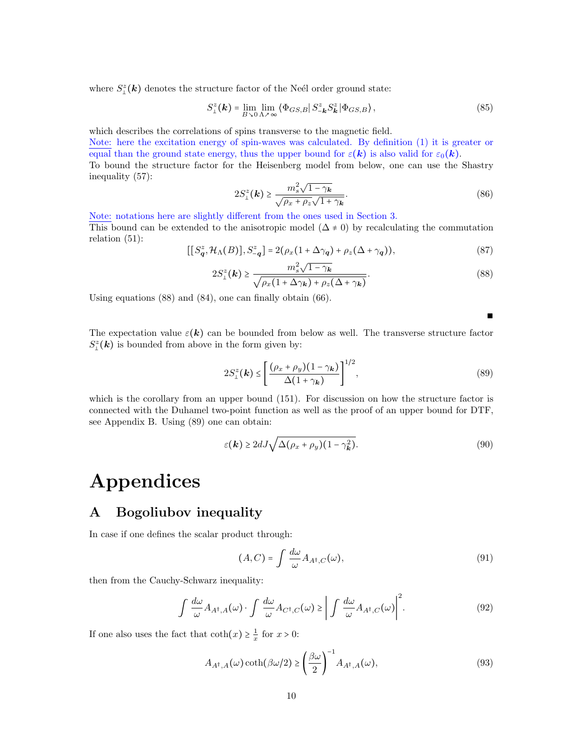where $S_{\perp}^{z}(\boldsymbol{k})$ denotes the structure factor of the Neél order ground state:

$$S_{\perp}^{z}(\boldsymbol{k}) = \lim_{B\searrow 0} \lim_{\Lambda\nearrow\infty} \langle \Phi_{GS,B} | S_{-\boldsymbol{k}}^{z} S_{\boldsymbol{k}}^{z} | \Phi_{GS,B} \rangle , \tag{85}$$

which describes the correlations of spins transverse to the magnetic field.
Note: here the excitation energy of spin-waves was calculated. By definition (1) it is greater or equal than the ground state energy, thus the upper bound for $\varepsilon(\boldsymbol{k})$ is also valid for $\varepsilon_0(\boldsymbol{k})$.
To bound the structure factor for the Heisenberg model from below, one can use the Shastry inequality (57):

$$2S_{\perp}^{z}(\boldsymbol{k}) \geq \frac{m_s^2 \sqrt{1-\gamma_{\boldsymbol{k}}}}{\sqrt{\rho_x + \rho_z \sqrt{1+\gamma_{\boldsymbol{k}}}}}. \tag{86}$$

Note: notations here are slightly different from the ones used in Section 3.
This bound can be extended to the anisotropic model ($\Delta \neq 0$) by recalculating the commutation relation (51):

$$[[S_{\boldsymbol{q}}^{z}, \mathcal{H}_{\Lambda}(B)], S_{-\boldsymbol{q}}^{z}] = 2(\rho_x(1+\Delta\gamma_{\boldsymbol{q}}) + \rho_z(\Delta + \gamma_{\boldsymbol{q}})), \tag{87}$$

$$2S_{\perp}^{z}(\boldsymbol{k}) \geq \frac{m_s^2 \sqrt{1-\gamma_{\boldsymbol{k}}}}{\sqrt{\rho_x(1+\Delta\gamma_{\boldsymbol{k}}) + \rho_z(\Delta + \gamma_{\boldsymbol{k}})}}. \tag{88}$$

Using equations (88) and (84), one can finally obtain (66).

■

The expectation value $\varepsilon(\boldsymbol{k})$ can be bounded from below as well. The transverse structure factor $S_{\perp}^{z}(\boldsymbol{k})$ is bounded from above in the form given by:

$$2S_{\perp}^{z}(\boldsymbol{k}) \leq \left[ \frac{(\rho_x + \rho_y)(1-\gamma_{\boldsymbol{k}})}{\Delta(1+\gamma_{\boldsymbol{k}})} \right]^{1/2}, \tag{89}$$

which is the corollary from an upper bound (151). For discussion on how the structure factor is connected with the Duhamel two-point function as well as the proof of an upper bound for DTF, see Appendix B. Using (89) one can obtain:

$$\varepsilon(\boldsymbol{k}) \geq 2dJ\sqrt{\Delta(\rho_x + \rho_y)(1-\gamma_{\boldsymbol{k}}^2)}. \tag{90}$$

# Appendices

## A Bogoliubov inequality

In case if one defines the scalar product through:

$$(A, C) = \int \frac{d\omega}{\omega} A_{A^\dagger, C}(\omega), \tag{91}$$

then from the Cauchy-Schwarz inequality:

$$\int \frac{d\omega}{\omega} A_{A^\dagger, A}(\omega) \cdot \int \frac{d\omega}{\omega} A_{C^\dagger, C}(\omega) \geq \left| \int \frac{d\omega}{\omega} A_{A^\dagger, C}(\omega) \right|^2. \tag{92}$$

If one also uses the fact that $\coth(x) \geq \frac{1}{x}$ for $x > 0$:

$$A_{A^\dagger, A}(\omega) \coth(\beta\omega/2) \geq \left( \frac{\beta\omega}{2} \right)^{-1} A_{A^\dagger, A}(\omega), \tag{93}$$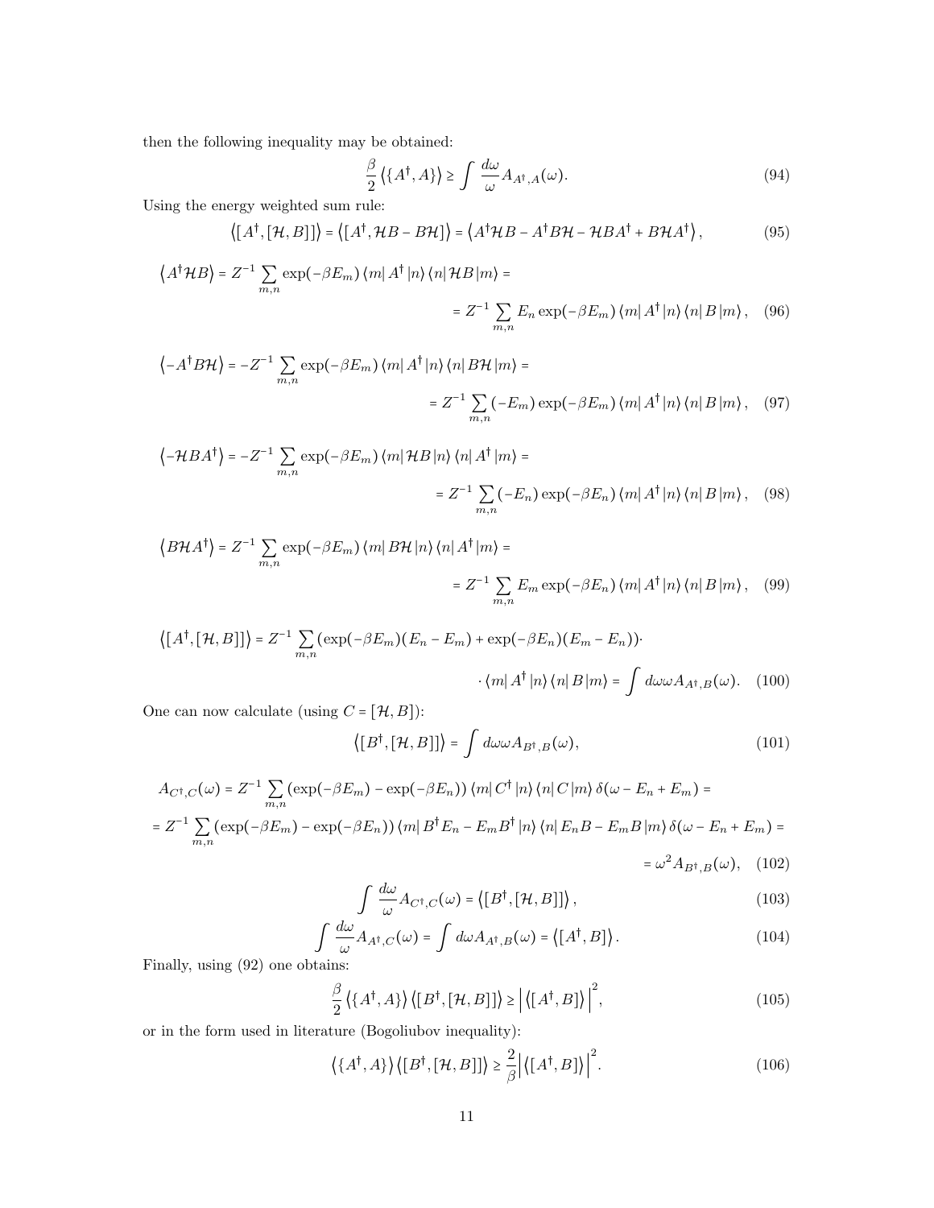then the following inequality may be obtained:

$$\frac{\beta}{2}\left\langle\{A^\dagger, A\}\right\rangle \geq \int \frac{d\omega}{\omega} A_{A^\dagger,A}(\omega). \tag{94}$$

Using the energy weighted sum rule:

$$\left\langle [A^\dagger, [\mathcal{H}, B]]\right\rangle = \left\langle [A^\dagger, \mathcal{H}B - B\mathcal{H}]\right\rangle = \left\langle A^\dagger \mathcal{H} B - A^\dagger B \mathcal{H} - \mathcal{H} B A^\dagger + B \mathcal{H} A^\dagger\right\rangle, \tag{95}$$

$$\left\langle A^\dagger \mathcal{H} B\right\rangle = Z^{-1}\sum_{m,n}\exp(-\beta E_m)\left\langle m\right| A^\dagger \left|n\right\rangle\left\langle n\right| \mathcal{H} B\left|m\right\rangle = \\ = Z^{-1}\sum_{m,n} E_n \exp(-\beta E_m)\left\langle m\right| A^\dagger \left|n\right\rangle\left\langle n\right| B\left|m\right\rangle, \tag{96}$$

$$\left\langle -A^\dagger B \mathcal{H}\right\rangle = -Z^{-1}\sum_{m,n}\exp(-\beta E_m)\left\langle m\right| A^\dagger \left|n\right\rangle\left\langle n\right| B\mathcal{H}\left|m\right\rangle = \\ = Z^{-1}\sum_{m,n}(-E_m)\exp(-\beta E_m)\left\langle m\right| A^\dagger \left|n\right\rangle\left\langle n\right| B\left|m\right\rangle, \tag{97}$$

$$\left\langle -\mathcal{H} B A^\dagger\right\rangle = -Z^{-1}\sum_{m,n}\exp(-\beta E_m)\left\langle m\right| \mathcal{H} B \left|n\right\rangle\left\langle n\right| A^\dagger\left|m\right\rangle = \\ = Z^{-1}\sum_{m,n}(-E_n)\exp(-\beta E_n)\left\langle m\right| A^\dagger \left|n\right\rangle\left\langle n\right| B\left|m\right\rangle, \tag{98}$$

$$\left\langle B \mathcal{H} A^\dagger\right\rangle = Z^{-1}\sum_{m,n}\exp(-\beta E_m)\left\langle m\right| B\mathcal{H} \left|n\right\rangle\left\langle n\right| A^\dagger\left|m\right\rangle = \\ = Z^{-1}\sum_{m,n} E_m\exp(-\beta E_n)\left\langle m\right| A^\dagger \left|n\right\rangle\left\langle n\right| B\left|m\right\rangle, \tag{99}$$

$$\left\langle [A^\dagger, [\mathcal{H}, B]]\right\rangle = Z^{-1}\sum_{m,n}\left(\exp(-\beta E_m)(E_n - E_m) + \exp(-\beta E_n)(E_m - E_n)\right)\cdot \\ \cdot \left\langle m\right| A^\dagger \left|n\right\rangle\left\langle n\right| B\left|m\right\rangle = \int d\omega\, \omega A_{A^\dagger,B}(\omega). \tag{100}$$

One can now calculate (using $C = [\mathcal{H}, B]$):

$$\left\langle [B^\dagger, [\mathcal{H}, B]]\right\rangle = \int d\omega\, \omega A_{B^\dagger,B}(\omega), \tag{101}$$

$$A_{C^\dagger,C}(\omega) = Z^{-1}\sum_{m,n}\left(\exp(-\beta E_m) - \exp(-\beta E_n)\right)\left\langle m\right| C^\dagger \left|n\right\rangle\left\langle n\right| C\left|m\right\rangle \delta(\omega - E_n + E_m) = \\ = Z^{-1}\sum_{m,n}\left(\exp(-\beta E_m) - \exp(-\beta E_n)\right)\left\langle m\right| B^\dagger E_n - E_m B^\dagger \left|n\right\rangle\left\langle n\right| E_n B - E_m B\left|m\right\rangle \delta(\omega - E_n + E_m) = \\ = \omega^2 A_{B^\dagger,B}(\omega), \tag{102}$$

$$\int \frac{d\omega}{\omega} A_{C^\dagger,C}(\omega) = \left\langle [B^\dagger, [\mathcal{H}, B]]\right\rangle, \tag{103}$$

$$\int \frac{d\omega}{\omega} A_{A^\dagger,C}(\omega) = \int d\omega A_{A^\dagger,B}(\omega) = \left\langle [A^\dagger, B]\right\rangle. \tag{104}$$

Finally, using (92) one obtains:

$$\frac{\beta}{2}\left\langle\{A^\dagger, A\}\right\rangle\left\langle [B^\dagger, [\mathcal{H}, B]]\right\rangle \geq \left|\left\langle [A^\dagger, B]\right\rangle\right|^2, \tag{105}$$

or in the form used in literature (Bogoliubov inequality):

$$\left\langle\{A^\dagger, A\}\right\rangle\left\langle [B^\dagger, [\mathcal{H}, B]]\right\rangle \geq \frac{2}{\beta}\left|\left\langle [A^\dagger, B]\right\rangle\right|^2. \tag{106}$$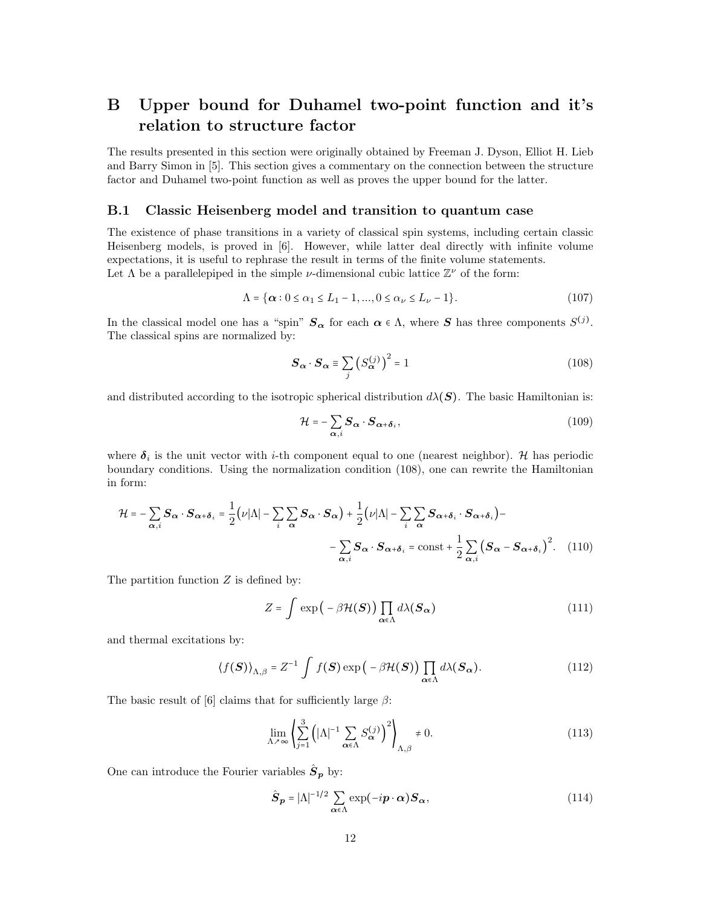# B Upper bound for Duhamel two-point function and it's relation to structure factor

The results presented in this section were originally obtained by Freeman J. Dyson, Elliot H. Lieb and Barry Simon in [5]. This section gives a commentary on the connection between the structure factor and Duhamel two-point function as well as proves the upper bound for the latter.

## B.1 Classic Heisenberg model and transition to quantum case

The existence of phase transitions in a variety of classical spin systems, including certain classic Heisenberg models, is proved in [6]. However, while latter deal directly with infinite volume expectations, it is useful to rephrase the result in terms of the finite volume statements.
Let $\Lambda$ be a parallelepiped in the simple $\nu$-dimensional cubic lattice $\mathbb{Z}^\nu$ of the form:

$$\Lambda = \{\boldsymbol{\alpha} : 0 \leq \alpha_1 \leq L_1 - 1, ..., 0 \leq \alpha_\nu \leq L_\nu - 1\}. \tag{107}$$

In the classical model one has a "spin" $\boldsymbol{S_\alpha}$ for each $\boldsymbol{\alpha} \in \Lambda$, where $\boldsymbol{S}$ has three components $S^{(j)}$. The classical spins are normalized by:

$$\boldsymbol{S_\alpha} \cdot \boldsymbol{S_\alpha} \equiv \sum_j \left(S^{(j)}_{\boldsymbol{\alpha}}\right)^2 = 1 \tag{108}$$

and distributed according to the isotropic spherical distribution $d\lambda(\boldsymbol{S})$. The basic Hamiltonian is:

$$\mathcal{H} = -\sum_{\boldsymbol{\alpha},i} \boldsymbol{S_\alpha} \cdot \boldsymbol{S}_{\boldsymbol{\alpha}+\boldsymbol{\delta}_i}, \tag{109}$$

where $\boldsymbol{\delta}_i$ is the unit vector with $i$-th component equal to one (nearest neighbor). $\mathcal{H}$ has periodic boundary conditions. Using the normalization condition (108), one can rewrite the Hamiltonian in form:

$$\mathcal{H} = -\sum_{\boldsymbol{\alpha},i} \boldsymbol{S_\alpha} \cdot \boldsymbol{S}_{\boldsymbol{\alpha}+\boldsymbol{\delta}_i} = \frac{1}{2}\big(\nu|\Lambda| - \sum_i \sum_{\boldsymbol{\alpha}} \boldsymbol{S_\alpha} \cdot \boldsymbol{S_\alpha}\big) + \frac{1}{2}\big(\nu|\Lambda| - \sum_i \sum_{\boldsymbol{\alpha}} \boldsymbol{S}_{\boldsymbol{\alpha}+\boldsymbol{\delta}_i} \cdot \boldsymbol{S}_{\boldsymbol{\alpha}+\boldsymbol{\delta}_i}\big) - $$
$$- \sum_{\boldsymbol{\alpha},i} \boldsymbol{S_\alpha} \cdot \boldsymbol{S}_{\boldsymbol{\alpha}+\boldsymbol{\delta}_i} = \text{const} + \frac{1}{2}\sum_{\boldsymbol{\alpha},i} \big(\boldsymbol{S_\alpha} - \boldsymbol{S}_{\boldsymbol{\alpha}+\boldsymbol{\delta}_i}\big)^2. \tag{110}$$

The partition function $Z$ is defined by:

$$Z = \int \exp\big(-\beta\mathcal{H}(\boldsymbol{S})\big) \prod_{\boldsymbol{\alpha}\in\Lambda} d\lambda(\boldsymbol{S_\alpha}) \tag{111}$$

and thermal excitations by:

$$\langle f(\boldsymbol{S})\rangle_{\Lambda,\beta} = Z^{-1} \int f(\boldsymbol{S}) \exp\big(-\beta\mathcal{H}(\boldsymbol{S})\big) \prod_{\boldsymbol{\alpha}\in\Lambda} d\lambda(\boldsymbol{S_\alpha}). \tag{112}$$

The basic result of [6] claims that for sufficiently large $\beta$:

$$\lim_{\Lambda\nearrow\infty} \left\langle \sum_{j=1}^{3} \left(|\Lambda|^{-1} \sum_{\boldsymbol{\alpha}\in\Lambda} S^{(j)}_{\boldsymbol{\alpha}}\right)^2 \right\rangle_{\Lambda,\beta} \neq 0. \tag{113}$$

One can introduce the Fourier variables $\hat{\boldsymbol{S}}_{\boldsymbol{p}}$ by:

$$\hat{\boldsymbol{S}}_{\boldsymbol{p}} = |\Lambda|^{-1/2} \sum_{\boldsymbol{\alpha}\in\Lambda} \exp(-i\boldsymbol{p}\cdot\boldsymbol{\alpha})\boldsymbol{S_\alpha}, \tag{114}$$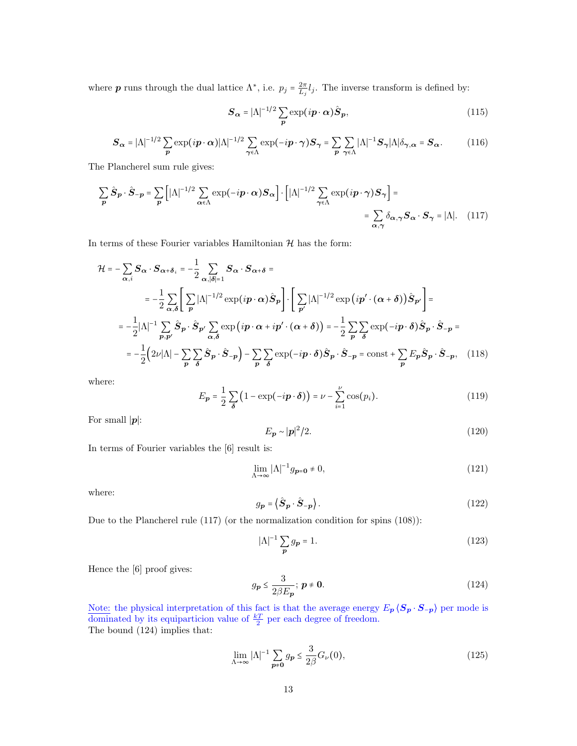where $\boldsymbol{p}$ runs through the dual lattice $\Lambda^*$, i.e. $p_j = \frac{2\pi}{L_j} l_j$. The inverse transform is defined by:

$$\boldsymbol{S}_{\boldsymbol{\alpha}} = |\Lambda|^{-1/2} \sum_{\boldsymbol{p}} \exp(i\boldsymbol{p}\cdot\boldsymbol{\alpha})\hat{\boldsymbol{S}}_{\boldsymbol{p}}, \tag{115}$$

$$\boldsymbol{S}_{\boldsymbol{\alpha}} = |\Lambda|^{-1/2} \sum_{\boldsymbol{p}} \exp(i\boldsymbol{p}\cdot\boldsymbol{\alpha})|\Lambda|^{-1/2} \sum_{\boldsymbol{\gamma}\in\Lambda} \exp(-i\boldsymbol{p}\cdot\boldsymbol{\gamma})\boldsymbol{S}_{\boldsymbol{\gamma}} = \sum_{\boldsymbol{p}} \sum_{\boldsymbol{\gamma}\in\Lambda} |\Lambda|^{-1}\boldsymbol{S}_{\boldsymbol{\gamma}}|\Lambda|\delta_{\boldsymbol{\gamma},\boldsymbol{\alpha}} = \boldsymbol{S}_{\boldsymbol{\alpha}}. \tag{116}$$

The Plancherel sum rule gives:

$$\sum_{\boldsymbol{p}} \hat{\boldsymbol{S}}_{\boldsymbol{p}}\cdot\hat{\boldsymbol{S}}_{-\boldsymbol{p}} = \sum_{\boldsymbol{p}} \Big[|\Lambda|^{-1/2} \sum_{\boldsymbol{\alpha}\in\Lambda} \exp(-i\boldsymbol{p}\cdot\boldsymbol{\alpha})\boldsymbol{S}_{\boldsymbol{\alpha}}\Big]\cdot\Big[|\Lambda|^{-1/2} \sum_{\boldsymbol{\gamma}\in\Lambda} \exp(i\boldsymbol{p}\cdot\boldsymbol{\gamma})\boldsymbol{S}_{\boldsymbol{\gamma}}\Big] =$$
$$= \sum_{\boldsymbol{\alpha},\boldsymbol{\gamma}} \delta_{\boldsymbol{\alpha},\boldsymbol{\gamma}}\boldsymbol{S}_{\boldsymbol{\alpha}}\cdot\boldsymbol{S}_{\boldsymbol{\gamma}} = |\Lambda|. \tag{117}$$

In terms of these Fourier variables Hamiltonian $\mathcal{H}$ has the form:

$$\begin{aligned}
\mathcal{H} &= -\sum_{\boldsymbol{\alpha},i} \boldsymbol{S}_{\boldsymbol{\alpha}}\cdot\boldsymbol{S}_{\boldsymbol{\alpha}+\boldsymbol{\delta}_i} = -\frac{1}{2}\sum_{\boldsymbol{\alpha},|\boldsymbol{\delta}|=1} \boldsymbol{S}_{\boldsymbol{\alpha}}\cdot\boldsymbol{S}_{\boldsymbol{\alpha}+\boldsymbol{\delta}} = \\
&= -\frac{1}{2}\sum_{\boldsymbol{\alpha},\boldsymbol{\delta}} \Bigg[\sum_{\boldsymbol{p}} |\Lambda|^{-1/2}\exp(i\boldsymbol{p}\cdot\boldsymbol{\alpha})\hat{\boldsymbol{S}}_{\boldsymbol{p}}\Bigg]\cdot\Bigg[\sum_{\boldsymbol{p}'} |\Lambda|^{-1/2}\exp\big(i\boldsymbol{p}'\cdot(\boldsymbol{\alpha}+\boldsymbol{\delta})\big)\hat{\boldsymbol{S}}_{\boldsymbol{p}'}\Bigg] = \\
&= -\frac{1}{2}|\Lambda|^{-1}\sum_{\boldsymbol{p},\boldsymbol{p}'} \hat{\boldsymbol{S}}_{\boldsymbol{p}}\cdot\hat{\boldsymbol{S}}_{\boldsymbol{p}'}\sum_{\boldsymbol{\alpha},\boldsymbol{\delta}} \exp\big(i\boldsymbol{p}\cdot\boldsymbol{\alpha} + i\boldsymbol{p}'\cdot(\boldsymbol{\alpha}+\boldsymbol{\delta})\big) = -\frac{1}{2}\sum_{\boldsymbol{p}}\sum_{\boldsymbol{\delta}} \exp(-i\boldsymbol{p}\cdot\boldsymbol{\delta})\hat{\boldsymbol{S}}_{\boldsymbol{p}}\cdot\hat{\boldsymbol{S}}_{-\boldsymbol{p}} = \\
&= -\frac{1}{2}\Big(2\nu|\Lambda| - \sum_{\boldsymbol{p}}\sum_{\boldsymbol{\delta}}\hat{\boldsymbol{S}}_{\boldsymbol{p}}\cdot\hat{\boldsymbol{S}}_{-\boldsymbol{p}}\Big) - \sum_{\boldsymbol{p}}\sum_{\boldsymbol{\delta}} \exp(-i\boldsymbol{p}\cdot\boldsymbol{\delta})\hat{\boldsymbol{S}}_{\boldsymbol{p}}\cdot\hat{\boldsymbol{S}}_{-\boldsymbol{p}} = \text{const} + \sum_{\boldsymbol{p}} E_{\boldsymbol{p}}\hat{\boldsymbol{S}}_{\boldsymbol{p}}\cdot\hat{\boldsymbol{S}}_{-\boldsymbol{p}},
\end{aligned} \tag{118}$$

where:

$$E_{\boldsymbol{p}} = \frac{1}{2}\sum_{\boldsymbol{\delta}}\big(1 - \exp(-i\boldsymbol{p}\cdot\boldsymbol{\delta})\big) = \nu - \sum_{i=1}^{\nu}\cos(p_i). \tag{119}$$

For small $|\boldsymbol{p}|$:

$$E_{\boldsymbol{p}} \sim |\boldsymbol{p}|^2/2. \tag{120}$$

In terms of Fourier variables the [6] result is:

$$\lim_{\Lambda\to\infty} |\Lambda|^{-1} g_{\boldsymbol{p}=\boldsymbol{0}} \neq 0, \tag{121}$$

where:

$$g_{\boldsymbol{p}} = \big\langle \hat{\boldsymbol{S}}_{\boldsymbol{p}}\cdot\hat{\boldsymbol{S}}_{-\boldsymbol{p}}\big\rangle. \tag{122}$$

Due to the Plancherel rule (117) (or the normalization condition for spins (108)):

$$|\Lambda|^{-1}\sum_{\boldsymbol{p}} g_{\boldsymbol{p}} = 1. \tag{123}$$

Hence the [6] proof gives:

$$g_{\boldsymbol{p}} \leq \frac{3}{2\beta E_{\boldsymbol{p}}};\ \boldsymbol{p}\neq\boldsymbol{0}. \tag{124}$$

Note: the physical interpretation of this fact is that the average energy $E_{\boldsymbol{p}}\langle\boldsymbol{S}_{\boldsymbol{p}}\cdot\boldsymbol{S}_{-\boldsymbol{p}}\rangle$ per mode is dominated by its equiparticion value of $\frac{kT}{2}$ per each degree of freedom.
The bound (124) implies that:

$$\lim_{\Lambda\to\infty} |\Lambda|^{-1}\sum_{\boldsymbol{p}\neq\boldsymbol{0}} g_{\boldsymbol{p}} \leq \frac{3}{2\beta}G_\nu(0), \tag{125}$$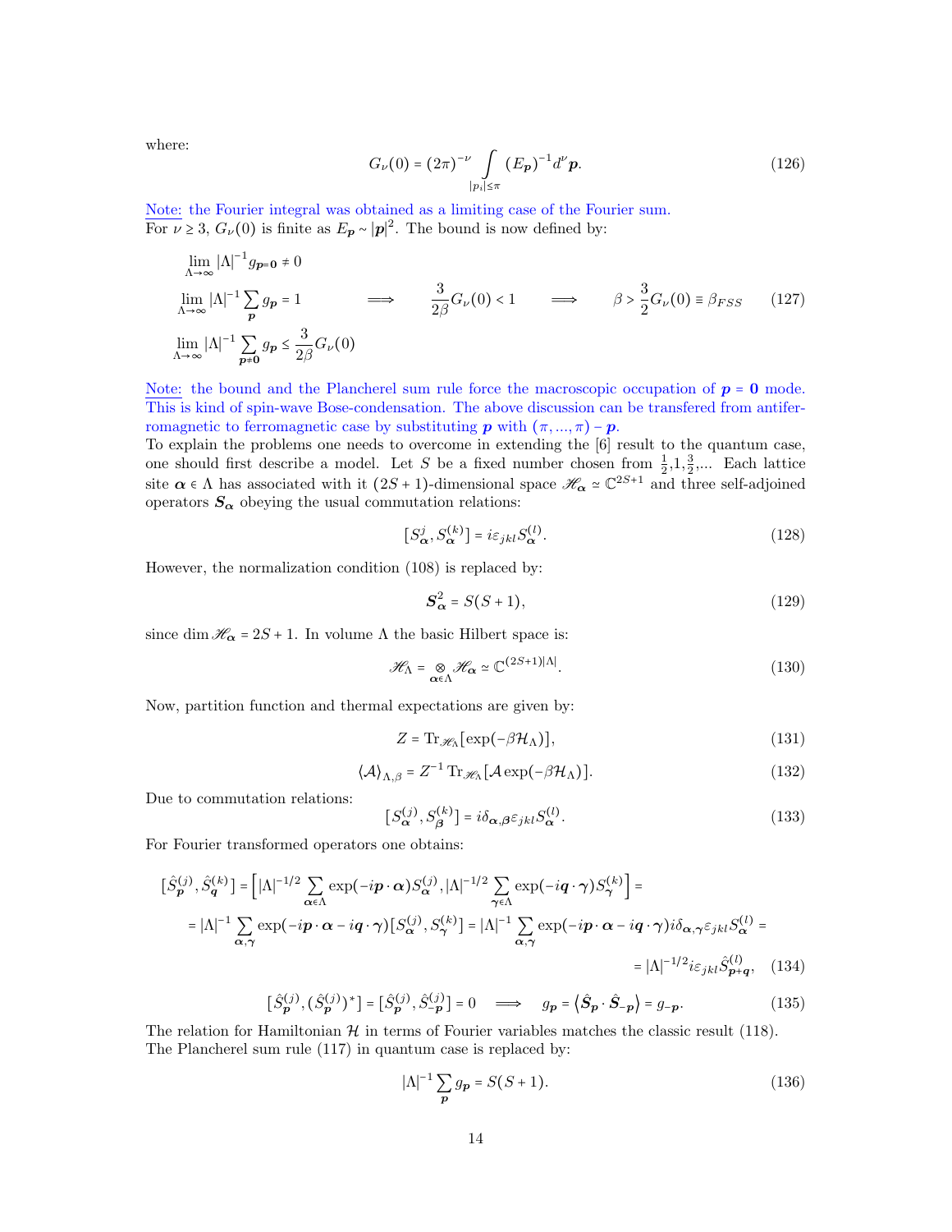where:

$$G_{\nu}(0) = (2\pi)^{-\nu} \int\limits_{|p_i|\leq\pi} (E_{\boldsymbol{p}})^{-1} d^{\nu}\boldsymbol{p}. \tag{126}$$

Note: the Fourier integral was obtained as a limiting case of the Fourier sum.
For $\nu \geq 3$, $G_{\nu}(0)$ is finite as $E_{\boldsymbol{p}} \sim |\boldsymbol{p}|^2$. The bound is now defined by:

$$\begin{aligned}
&\lim_{\Lambda\to\infty} |\Lambda|^{-1} g_{\boldsymbol{p}=\boldsymbol{0}} \neq 0 \\
&\lim_{\Lambda\to\infty} |\Lambda|^{-1} \sum_{\boldsymbol{p}} g_{\boldsymbol{p}} = 1 \qquad \Longrightarrow \qquad \frac{3}{2\beta} G_{\nu}(0) < 1 \qquad \Longrightarrow \qquad \beta > \frac{3}{2} G_{\nu}(0) \equiv \beta_{FSS} \\
&\lim_{\Lambda\to\infty} |\Lambda|^{-1} \sum_{\boldsymbol{p}\neq\boldsymbol{0}} g_{\boldsymbol{p}} \leq \frac{3}{2\beta} G_{\nu}(0)
\end{aligned} \tag{127}$$

Note: the bound and the Plancherel sum rule force the macroscopic occupation of $\boldsymbol{p} = \boldsymbol{0}$ mode. This is kind of spin-wave Bose-condensation. The above discussion can be transfered from antiferromagnetic to ferromagnetic case by substituting $\boldsymbol{p}$ with $(\pi, ..., \pi) - \boldsymbol{p}$.
To explain the problems one needs to overcome in extending the [6] result to the quantum case, one should first describe a model. Let $S$ be a fixed number chosen from $\frac{1}{2}, 1, \frac{3}{2}, ...$ Each lattice site $\boldsymbol{\alpha} \in \Lambda$ has associated with it $(2S+1)$-dimensional space $\mathscr{H}_{\boldsymbol{\alpha}} \simeq \mathbb{C}^{2S+1}$ and three self-adjoined operators $\boldsymbol{S_\alpha}$ obeying the usual commutation relations:

$$[S^{j}_{\boldsymbol{\alpha}}, S^{(k)}_{\boldsymbol{\alpha}}] = i\varepsilon_{jkl} S^{(l)}_{\boldsymbol{\alpha}}. \tag{128}$$

However, the normalization condition (108) is replaced by:

$$\boldsymbol{S}^2_{\boldsymbol{\alpha}} = S(S+1), \tag{129}$$

since $\dim \mathscr{H}_{\boldsymbol{\alpha}} = 2S+1$. In volume $\Lambda$ the basic Hilbert space is:

$$\mathscr{H}_{\Lambda} = \bigotimes_{\boldsymbol{\alpha}\in\Lambda} \mathscr{H}_{\boldsymbol{\alpha}} \simeq \mathbb{C}^{(2S+1)|\Lambda|}. \tag{130}$$

Now, partition function and thermal expectations are given by:

$$Z = \mathrm{Tr}_{\mathscr{H}_\Lambda}[\exp(-\beta\mathcal{H}_\Lambda)], \tag{131}$$

$$\langle \mathcal{A} \rangle_{\Lambda,\beta} = Z^{-1}\, \mathrm{Tr}_{\mathscr{H}_\Lambda}[\mathcal{A}\exp(-\beta\mathcal{H}_\Lambda)]. \tag{132}$$

Due to commutation relations:

$$[S^{(j)}_{\boldsymbol{\alpha}}, S^{(k)}_{\boldsymbol{\beta}}] = i\delta_{\boldsymbol{\alpha},\boldsymbol{\beta}}\varepsilon_{jkl} S^{(l)}_{\boldsymbol{\alpha}}. \tag{133}$$

For Fourier transformed operators one obtains:

$$\begin{aligned}
[\hat{S}^{(j)}_{\boldsymbol{p}}, \hat{S}^{(k)}_{\boldsymbol{q}}] &= \Big[|\Lambda|^{-1/2} \sum_{\boldsymbol{\alpha}\in\Lambda} \exp(-i\boldsymbol{p}\cdot\boldsymbol{\alpha}) S^{(j)}_{\boldsymbol{\alpha}}, |\Lambda|^{-1/2} \sum_{\boldsymbol{\gamma}\in\Lambda} \exp(-i\boldsymbol{q}\cdot\boldsymbol{\gamma}) S^{(k)}_{\boldsymbol{\gamma}}\Big] = \\
&= |\Lambda|^{-1} \sum_{\boldsymbol{\alpha},\boldsymbol{\gamma}} \exp(-i\boldsymbol{p}\cdot\boldsymbol{\alpha} - i\boldsymbol{q}\cdot\boldsymbol{\gamma}) [S^{(j)}_{\boldsymbol{\alpha}}, S^{(k)}_{\boldsymbol{\gamma}}] = |\Lambda|^{-1} \sum_{\boldsymbol{\alpha},\boldsymbol{\gamma}} \exp(-i\boldsymbol{p}\cdot\boldsymbol{\alpha} - i\boldsymbol{q}\cdot\boldsymbol{\gamma}) i\delta_{\boldsymbol{\alpha},\boldsymbol{\gamma}}\varepsilon_{jkl} S^{(l)}_{\boldsymbol{\alpha}} = \\
&= |\Lambda|^{-1/2} i\varepsilon_{jkl} \hat{S}^{(l)}_{\boldsymbol{p}+\boldsymbol{q}},
\end{aligned} \tag{134}$$

$$[\hat{S}^{(j)}_{\boldsymbol{p}}, (\hat{S}^{(j)}_{\boldsymbol{p}})^*] = [\hat{S}^{(j)}_{\boldsymbol{p}}, \hat{S}^{(j)}_{-\boldsymbol{p}}] = 0 \quad \Longrightarrow \quad g_{\boldsymbol{p}} = \langle \hat{\boldsymbol{S}}_{\boldsymbol{p}} \cdot \hat{\boldsymbol{S}}_{-\boldsymbol{p}} \rangle = g_{-\boldsymbol{p}}. \tag{135}$$

The relation for Hamiltonian $\mathcal{H}$ in terms of Fourier variables matches the classic result (118).
The Plancherel sum rule (117) in quantum case is replaced by:

$$|\Lambda|^{-1} \sum_{\boldsymbol{p}} g_{\boldsymbol{p}} = S(S+1). \tag{136}$$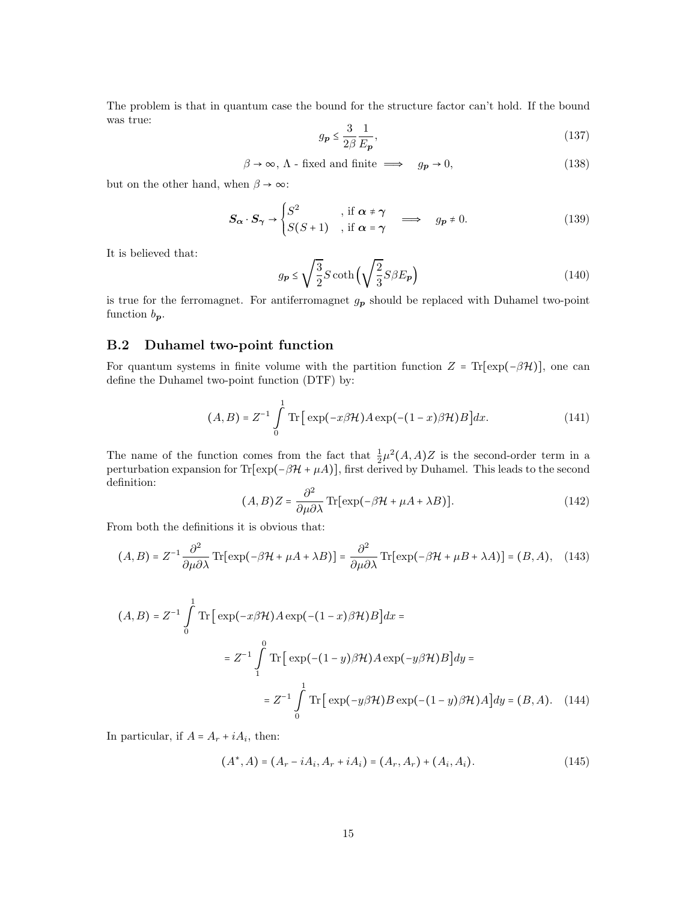The problem is that in quantum case the bound for the structure factor can't hold. If the bound was true:

$$g_{\boldsymbol{p}} \leq \frac{3}{2\beta}\frac{1}{E_{\boldsymbol{p}}}, \tag{137}$$

$$\beta \to \infty,\ \Lambda \text{ - fixed and finite} \implies \quad g_{\boldsymbol{p}} \to 0, \tag{138}$$

but on the other hand, when $\beta \to \infty$:

$$\boldsymbol{S}_{\boldsymbol{\alpha}} \cdot \boldsymbol{S}_{\boldsymbol{\gamma}} \to \begin{cases} S^2 & \text{, if } \boldsymbol{\alpha} \neq \boldsymbol{\gamma} \\ S(S+1) & \text{, if } \boldsymbol{\alpha} = \boldsymbol{\gamma} \end{cases} \quad \implies \quad g_{\boldsymbol{p}} \neq 0. \tag{139}$$

It is believed that:

$$g_{\boldsymbol{p}} \leq \sqrt{\frac{3}{2}} S \coth\Big(\sqrt{\frac{2}{3}} S\beta E_{\boldsymbol{p}}\Big) \tag{140}$$

is true for the ferromagnet. For antiferromagnet $g_{\boldsymbol{p}}$ should be replaced with Duhamel two-point function $b_{\boldsymbol{p}}$.

## B.2 Duhamel two-point function

For quantum systems in finite volume with the partition function $Z = \mathrm{Tr}[\exp(-\beta\mathcal{H})]$, one can define the Duhamel two-point function (DTF) by:

$$(A, B) = Z^{-1} \int_0^1 \mathrm{Tr}\Big[\exp(-x\beta\mathcal{H}) A \exp(-(1-x)\beta\mathcal{H}) B\Big] dx. \tag{141}$$

The name of the function comes from the fact that $\frac{1}{2}\mu^2(A,A)Z$ is the second-order term in a perturbation expansion for $\mathrm{Tr}[\exp(-\beta\mathcal{H} + \mu A)]$, first derived by Duhamel. This leads to the second definition:

$$(A, B)Z = \frac{\partial^2}{\partial\mu\partial\lambda} \mathrm{Tr}[\exp(-\beta\mathcal{H} + \mu A + \lambda B)]. \tag{142}$$

From both the definitions it is obvious that:

$$(A, B) = Z^{-1}\frac{\partial^2}{\partial\mu\partial\lambda} \mathrm{Tr}[\exp(-\beta\mathcal{H} + \mu A + \lambda B)] = \frac{\partial^2}{\partial\mu\partial\lambda} \mathrm{Tr}[\exp(-\beta\mathcal{H} + \mu B + \lambda A)] = (B, A), \tag{143}$$

$$\begin{aligned}
(A, B) &= Z^{-1} \int_0^1 \mathrm{Tr}\Big[\exp(-x\beta\mathcal{H}) A \exp(-(1-x)\beta\mathcal{H}) B\Big] dx = \\
&= Z^{-1} \int_1^0 \mathrm{Tr}\Big[\exp(-(1-y)\beta\mathcal{H}) A \exp(-y\beta\mathcal{H}) B\Big] dy = \\
&= Z^{-1} \int_0^1 \mathrm{Tr}\Big[\exp(-y\beta\mathcal{H}) B \exp(-(1-y)\beta\mathcal{H}) A\Big] dy = (B, A).
\end{aligned} \tag{144}$$

In particular, if $A = A_r + iA_i$, then:

$$(A^*, A) = (A_r - iA_i, A_r + iA_i) = (A_r, A_r) + (A_i, A_i). \tag{145}$$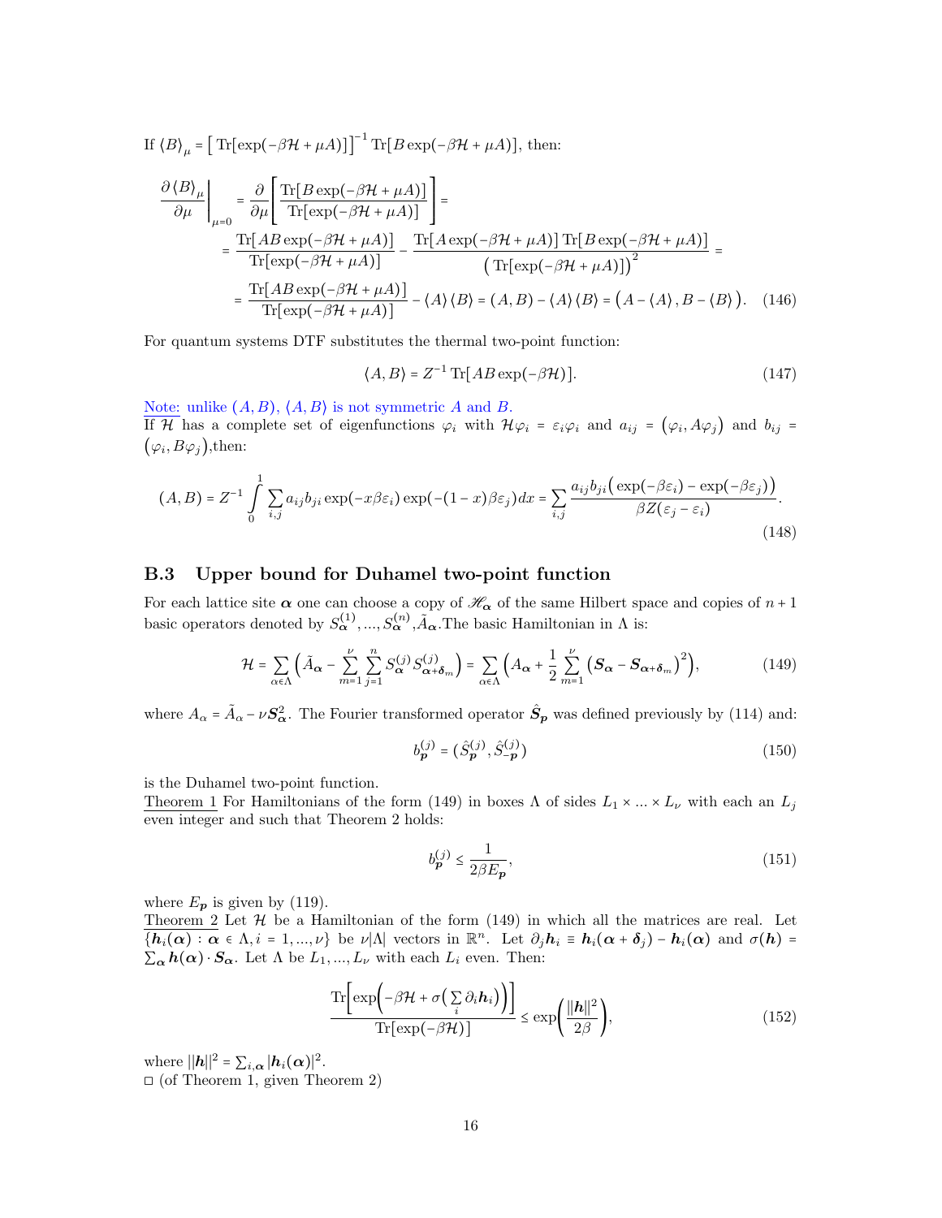If $\langle B \rangle_\mu = \left[ \operatorname{Tr}[\exp(-\beta\mathcal{H} + \mu A)] \right]^{-1} \operatorname{Tr}[B \exp(-\beta\mathcal{H} + \mu A)]$, then:

$$
\begin{aligned}
\left. \frac{\partial \langle B \rangle_\mu}{\partial \mu} \right|_{\mu=0} &= \frac{\partial}{\partial \mu} \left[ \frac{\operatorname{Tr}[B \exp(-\beta\mathcal{H} + \mu A)]}{\operatorname{Tr}[\exp(-\beta\mathcal{H} + \mu A)]} \right] = \\
&= \frac{\operatorname{Tr}[AB \exp(-\beta\mathcal{H} + \mu A)]}{\operatorname{Tr}[\exp(-\beta\mathcal{H} + \mu A)]} - \frac{\operatorname{Tr}[A \exp(-\beta\mathcal{H} + \mu A)] \operatorname{Tr}[B \exp(-\beta\mathcal{H} + \mu A)]}{\left( \operatorname{Tr}[\exp(-\beta\mathcal{H} + \mu A)] \right)^2} = \\
&= \frac{\operatorname{Tr}[AB \exp(-\beta\mathcal{H} + \mu A)]}{\operatorname{Tr}[\exp(-\beta\mathcal{H} + \mu A)]} - \langle A \rangle \langle B \rangle = (A, B) - \langle A \rangle \langle B \rangle = \big( A - \langle A \rangle, B - \langle B \rangle \big). \quad (146)
\end{aligned}
$$

For quantum systems DTF substitutes the thermal two-point function:

$$
\langle A, B \rangle = Z^{-1} \operatorname{Tr}[AB \exp(-\beta\mathcal{H})]. \tag{147}
$$

Note: unlike $(A, B)$, $\langle A, B \rangle$ is not symmetric $A$ and $B$.

If $\mathcal{H}$ has a complete set of eigenfunctions $\varphi_i$ with $\mathcal{H}\varphi_i = \varepsilon_i \varphi_i$ and $a_{ij} = \big(\varphi_i, A\varphi_j\big)$ and $b_{ij} = \big(\varphi_i, B\varphi_j\big)$,then:

$$
(A, B) = Z^{-1} \int_0^1 \sum_{i,j} a_{ij} b_{ji} \exp(-x\beta\varepsilon_i) \exp(-(1-x)\beta\varepsilon_j) dx = \sum_{i,j} \frac{a_{ij} b_{ji} \big( \exp(-\beta\varepsilon_i) - \exp(-\beta\varepsilon_j) \big)}{\beta Z (\varepsilon_j - \varepsilon_i)}. \tag{148}
$$

### B.3 Upper bound for Duhamel two-point function

For each lattice site $\boldsymbol{\alpha}$ one can choose a copy of $\mathscr{H}_{\boldsymbol{\alpha}}$ of the same Hilbert space and copies of $n+1$ basic operators denoted by $S_{\boldsymbol{\alpha}}^{(1)}, ..., S_{\boldsymbol{\alpha}}^{(n)}, \tilde{A}_{\boldsymbol{\alpha}}$.The basic Hamiltonian in $\Lambda$ is:

$$
\mathcal{H} = \sum_{\alpha \in \Lambda} \Big( \tilde{A}_{\boldsymbol{\alpha}} - \sum_{m=1}^{\nu} \sum_{j=1}^{n} S_{\boldsymbol{\alpha}}^{(j)} S_{\boldsymbol{\alpha}+\boldsymbol{\delta}_m}^{(j)} \Big) = \sum_{\alpha \in \Lambda} \Big( A_{\boldsymbol{\alpha}} + \frac{1}{2} \sum_{m=1}^{\nu} \big( \boldsymbol{S}_{\boldsymbol{\alpha}} - \boldsymbol{S}_{\boldsymbol{\alpha}+\boldsymbol{\delta}_m} \big)^2 \Big), \tag{149}
$$

where $A_\alpha = \tilde{A}_\alpha - \nu \boldsymbol{S}_{\boldsymbol{\alpha}}^2$. The Fourier transformed operator $\hat{\boldsymbol{S}}_{\boldsymbol{p}}$ was defined previously by (114) and:

$$
b_{\boldsymbol{p}}^{(j)} = (\hat{S}_{\boldsymbol{p}}^{(j)}, \hat{S}_{-\boldsymbol{p}}^{(j)}) \tag{150}
$$

is the Duhamel two-point function.

Theorem 1 For Hamiltonians of the form (149) in boxes $\Lambda$ of sides $L_1 \times ... \times L_\nu$ with each an $L_j$ even integer and such that Theorem 2 holds:

$$
b_{\boldsymbol{p}}^{(j)} \leq \frac{1}{2\beta E_{\boldsymbol{p}}}, \tag{151}
$$

where $E_{\boldsymbol{p}}$ is given by (119).

Theorem 2 Let $\mathcal{H}$ be a Hamiltonian of the form (149) in which all the matrices are real. Let $\{\boldsymbol{h}_i(\boldsymbol{\alpha}) : \boldsymbol{\alpha} \in \Lambda, i = 1, ..., \nu\}$ be $\nu|\Lambda|$ vectors in $\mathbb{R}^n$. Let $\partial_j \boldsymbol{h}_i \equiv \boldsymbol{h}_i(\boldsymbol{\alpha} + \boldsymbol{\delta}_j) - \boldsymbol{h}_i(\boldsymbol{\alpha})$ and $\sigma(\boldsymbol{h}) = \sum_{\boldsymbol{\alpha}} \boldsymbol{h}(\boldsymbol{\alpha}) \cdot \boldsymbol{S}_{\boldsymbol{\alpha}}$. Let $\Lambda$ be $L_1, ..., L_\nu$ with each $L_i$ even. Then:

$$
\frac{\operatorname{Tr}\Big[ \exp\Big( -\beta\mathcal{H} + \sigma\big( \sum_i \partial_i \boldsymbol{h}_i \big) \Big) \Big]}{\operatorname{Tr}[\exp(-\beta\mathcal{H})]} \leq \exp\bigg( \frac{||\boldsymbol{h}||^2}{2\beta} \bigg), \tag{152}
$$

where $||\boldsymbol{h}||^2 = \sum_{i,\boldsymbol{\alpha}} |\boldsymbol{h}_i(\boldsymbol{\alpha})|^2$.

□ (of Theorem 1, given Theorem 2)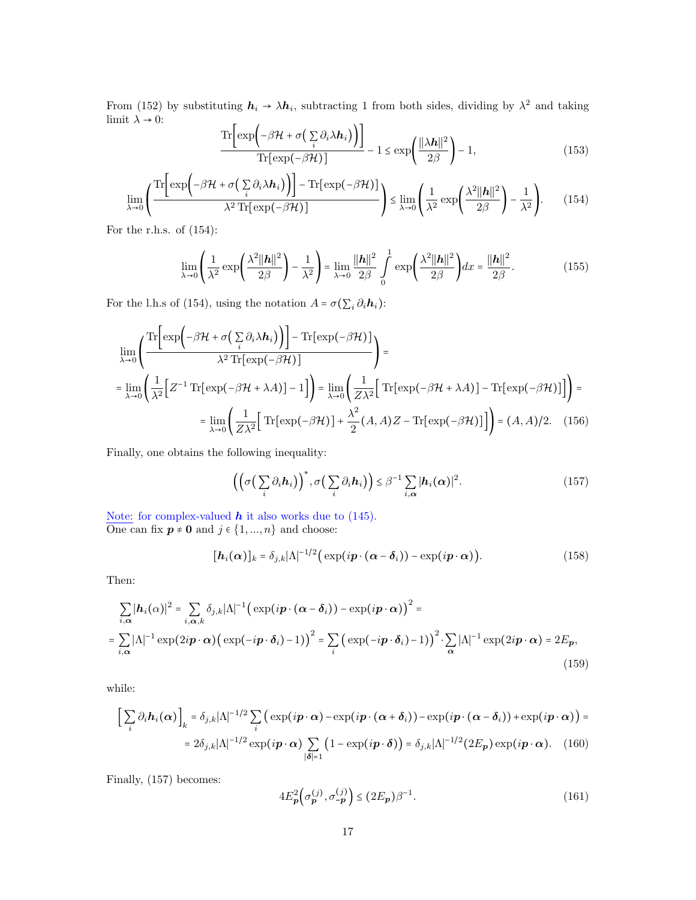From (152) by substituting $\boldsymbol{h}_i \to \lambda \boldsymbol{h}_i$, subtracting 1 from both sides, dividing by $\lambda^2$ and taking limit $\lambda \to 0$:

$$\frac{\mathrm{Tr}\Big[\exp\Big(-\beta\mathcal{H} + \sigma\big(\sum_i \partial_i \lambda \boldsymbol{h}_i\big)\Big)\Big]}{\mathrm{Tr}[\exp(-\beta\mathcal{H})]} - 1 \leq \exp\bigg(\frac{\|\lambda \boldsymbol{h}\|^2}{2\beta}\bigg) - 1, \tag{153}$$

$$\lim_{\lambda\to 0}\left(\frac{\mathrm{Tr}\Big[\exp\Big(-\beta\mathcal{H} + \sigma\big(\sum_i \partial_i \lambda \boldsymbol{h}_i\big)\Big)\Big] - \mathrm{Tr}[\exp(-\beta\mathcal{H})]}{\lambda^2\,\mathrm{Tr}[\exp(-\beta\mathcal{H})]}\right) \leq \lim_{\lambda\to 0}\left(\frac{1}{\lambda^2}\exp\bigg(\frac{\lambda^2\|\boldsymbol{h}\|^2}{2\beta}\bigg) - \frac{1}{\lambda^2}\right). \tag{154}$$

For the r.h.s. of (154):

$$\lim_{\lambda\to 0}\left(\frac{1}{\lambda^2}\exp\bigg(\frac{\lambda^2\|\boldsymbol{h}\|^2}{2\beta}\bigg) - \frac{1}{\lambda^2}\right) = \lim_{\lambda\to 0}\frac{\|\boldsymbol{h}\|^2}{2\beta}\int_0^1 \exp\bigg(\frac{\lambda^2\|\boldsymbol{h}\|^2}{2\beta}\bigg)dx = \frac{\|\boldsymbol{h}\|^2}{2\beta}. \tag{155}$$

For the l.h.s of (154), using the notation $A = \sigma(\sum_i \partial_i \boldsymbol{h}_i)$:

$$\begin{aligned}
&\lim_{\lambda\to 0}\left(\frac{\mathrm{Tr}\Big[\exp\Big(-\beta\mathcal{H} + \sigma\big(\sum_i \partial_i \lambda \boldsymbol{h}_i\big)\Big)\Big] - \mathrm{Tr}[\exp(-\beta\mathcal{H})]}{\lambda^2\,\mathrm{Tr}[\exp(-\beta\mathcal{H})]}\right) = \\
&= \lim_{\lambda\to 0}\left(\frac{1}{\lambda^2}\Big[Z^{-1}\,\mathrm{Tr}[\exp(-\beta\mathcal{H} + \lambda A)] - 1\Big]\right) = \lim_{\lambda\to 0}\left(\frac{1}{Z\lambda^2}\Big[\,\mathrm{Tr}[\exp(-\beta\mathcal{H} + \lambda A)] - \mathrm{Tr}[\exp(-\beta\mathcal{H})]\Big]\right) = \\
&= \lim_{\lambda\to 0}\left(\frac{1}{Z\lambda^2}\Big[\,\mathrm{Tr}[\exp(-\beta\mathcal{H})] + \frac{\lambda^2}{2}(A,A)Z - \mathrm{Tr}[\exp(-\beta\mathcal{H})]\Big]\right) = (A,A)/2.
\end{aligned} \tag{156}$$

Finally, one obtains the following inequality:

$$\Big(\Big(\sigma\big(\sum_i \partial_i \boldsymbol{h}_i\big)\Big)^*, \sigma\big(\sum_i \partial_i \boldsymbol{h}_i\big)\Big) \leq \beta^{-1}\sum_{i,\boldsymbol{\alpha}} |\boldsymbol{h}_i(\boldsymbol{\alpha})|^2. \tag{157}$$

Note: for complex-valued $\boldsymbol{h}$ it also works due to (145).
One can fix $\boldsymbol{p} \neq \boldsymbol{0}$ and $j \in \{1, ..., n\}$ and choose:

$$[\boldsymbol{h}_i(\boldsymbol{\alpha})]_k = \delta_{j,k}|\Lambda|^{-1/2}\big(\exp(i\boldsymbol{p}\cdot(\boldsymbol{\alpha} - \boldsymbol{\delta}_i)) - \exp(i\boldsymbol{p}\cdot\boldsymbol{\alpha})\big). \tag{158}$$

Then:

$$\begin{aligned}
&\sum_{i,\boldsymbol{\alpha}} |\boldsymbol{h}_i(\alpha)|^2 = \sum_{i,\boldsymbol{\alpha},k} \delta_{j,k}|\Lambda|^{-1}\big(\exp(i\boldsymbol{p}\cdot(\boldsymbol{\alpha} - \boldsymbol{\delta}_i)) - \exp(i\boldsymbol{p}\cdot\boldsymbol{\alpha})\big)^2 = \\
&= \sum_{i,\boldsymbol{\alpha}} |\Lambda|^{-1}\exp(2i\boldsymbol{p}\cdot\boldsymbol{\alpha})\big(\exp(-i\boldsymbol{p}\cdot\boldsymbol{\delta}_i) - 1\big)^2 = \sum_i \big(\exp(-i\boldsymbol{p}\cdot\boldsymbol{\delta}_i) - 1\big)^2 \cdot \sum_{\boldsymbol{\alpha}} |\Lambda|^{-1}\exp(2i\boldsymbol{p}\cdot\boldsymbol{\alpha}) = 2E_{\boldsymbol{p}},
\end{aligned} \tag{159}$$

while:

$$\begin{aligned}
\Big[\sum_i \partial_i \boldsymbol{h}_i(\boldsymbol{\alpha})\Big]_k &= \delta_{j,k}|\Lambda|^{-1/2}\sum_i \big(\exp(i\boldsymbol{p}\cdot\boldsymbol{\alpha}) - \exp(i\boldsymbol{p}\cdot(\boldsymbol{\alpha} + \boldsymbol{\delta}_i)) - \exp(i\boldsymbol{p}\cdot(\boldsymbol{\alpha} - \boldsymbol{\delta}_i)) + \exp(i\boldsymbol{p}\cdot\boldsymbol{\alpha})\big) = \\
&= 2\delta_{j,k}|\Lambda|^{-1/2}\exp(i\boldsymbol{p}\cdot\boldsymbol{\alpha})\sum_{|\boldsymbol{\delta}|=1}\big(1 - \exp(i\boldsymbol{p}\cdot\boldsymbol{\delta})\big) = \delta_{j,k}|\Lambda|^{-1/2}(2E_{\boldsymbol{p}})\exp(i\boldsymbol{p}\cdot\boldsymbol{\alpha}).
\end{aligned} \tag{160}$$

Finally, (157) becomes:

$$4E_{\boldsymbol{p}}^2\Big(\sigma_{\boldsymbol{p}}^{(j)}, \sigma_{-\boldsymbol{p}}^{(j)}\Big) \leq (2E_{\boldsymbol{p}})\beta^{-1}. \tag{161}$$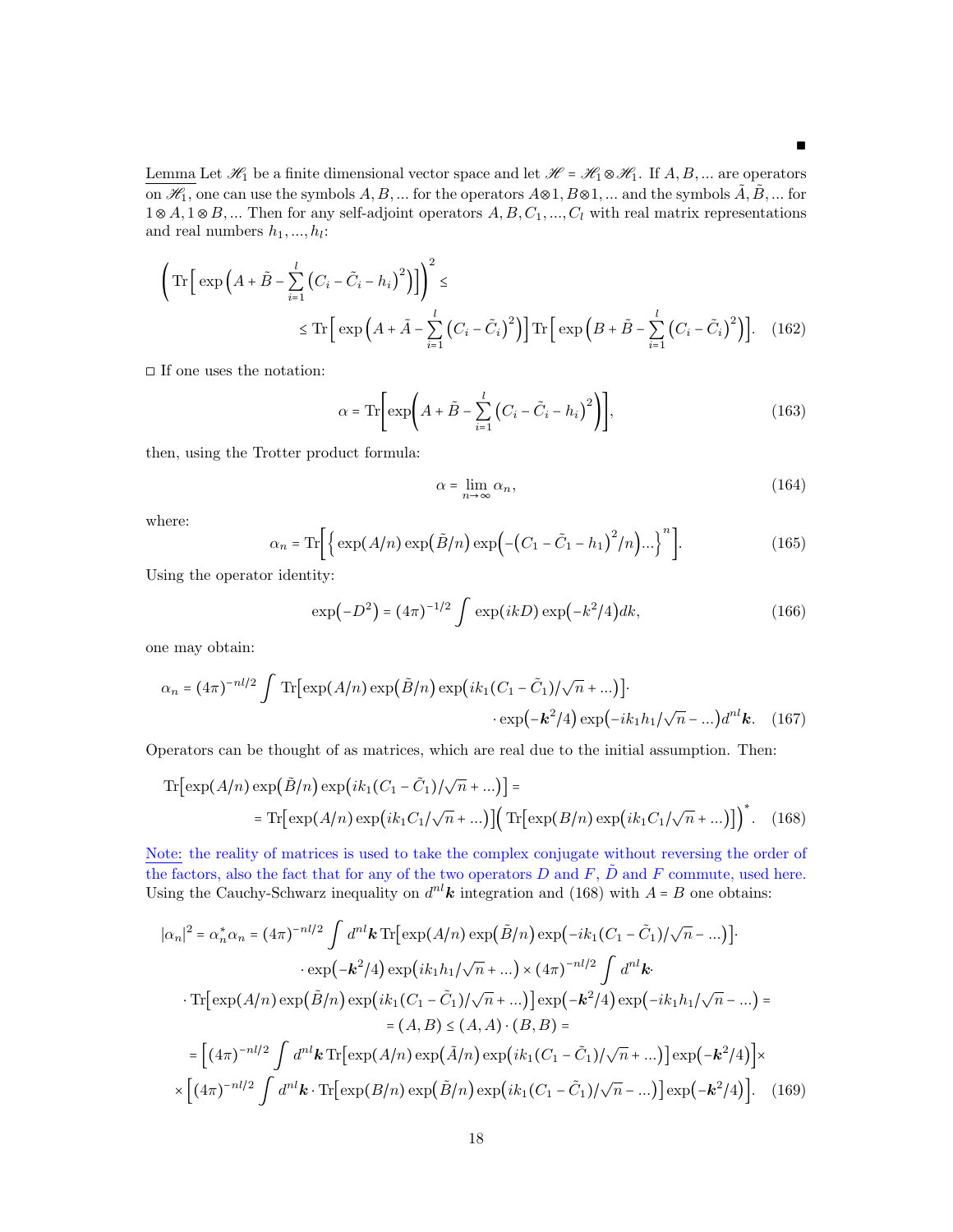■

<u>Lemma</u> Let $\mathscr{H}_1$ be a finite dimensional vector space and let $\mathscr{H} = \mathscr{H}_1 \otimes \mathscr{H}_1$. If $A, B, ...$ are operators on $\mathscr{H}_1$, one can use the symbols $A, B, ...$ for the operators $A\otimes 1, B\otimes 1, ...$ and the symbols $\tilde{A}, \tilde{B}, ...$ for $1\otimes A, 1\otimes B, ...$ Then for any self-adjoint operators $A, B, C_1, ..., C_l$ with real matrix representations and real numbers $h_1, ..., h_l$:

$$\left(\mathrm{Tr}\Big[\exp\Big(A + \tilde{B} - \sum_{i=1}^{l}\big(C_i - \tilde{C}_i - h_i\big)^2\Big)\Big]\right)^2 \leq$$
$$\leq \mathrm{Tr}\Big[\exp\Big(A + \tilde{A} - \sum_{i=1}^{l}\big(C_i - \tilde{C}_i\big)^2\Big)\Big]\,\mathrm{Tr}\Big[\exp\Big(B + \tilde{B} - \sum_{i=1}^{l}\big(C_i - \tilde{C}_i\big)^2\Big)\Big]. \quad (162)$$

□ If one uses the notation:

$$\alpha = \mathrm{Tr}\Bigg[\exp\Bigg(A + \tilde{B} - \sum_{i=1}^{l}\big(C_i - \tilde{C}_i - h_i\big)^2\Bigg)\Bigg], \quad (163)$$

then, using the Trotter product formula:

$$\alpha = \lim_{n\to\infty}\alpha_n, \quad (164)$$

where:

$$\alpha_n = \mathrm{Tr}\Big[\Big\{\exp(A/n)\exp\big(\tilde{B}/n\big)\exp\Big(-\big(C_1 - \tilde{C}_1 - h_1\big)^2/n\Big)...\Big\}^n\Big]. \quad (165)$$

Using the operator identity:

$$\exp\big(-D^2\big) = (4\pi)^{-1/2}\int \exp(ikD)\exp\big(-k^2/4\big)dk, \quad (166)$$

one may obtain:

$$\alpha_n = (4\pi)^{-nl/2}\int \mathrm{Tr}\big[\exp(A/n)\exp\big(\tilde{B}/n\big)\exp\big(ik_1(C_1 - \tilde{C}_1)/\sqrt{n} + ...\big)\big]\cdot$$
$$\cdot\exp\big(-\boldsymbol{k}^2/4\big)\exp\big(-ik_1h_1/\sqrt{n} - ...\big)d^{nl}\boldsymbol{k}. \quad (167)$$

Operators can be thought of as matrices, which are real due to the initial assumption. Then:

$$\mathrm{Tr}\big[\exp(A/n)\exp\big(\tilde{B}/n\big)\exp\big(ik_1(C_1 - \tilde{C}_1)/\sqrt{n} + ...\big)\big] =$$
$$= \mathrm{Tr}\big[\exp(A/n)\exp\big(ik_1C_1/\sqrt{n} + ...\big)\big]\Big(\mathrm{Tr}\big[\exp(B/n)\exp\big(ik_1C_1/\sqrt{n} + ...\big)\big]\Big)^*. \quad (168)$$

<u>Note:</u> the reality of matrices is used to take the complex conjugate without reversing the order of the factors, also the fact that for any of the two operators $D$ and $F$, $\tilde{D}$ and $F$ commute, used here. Using the Cauchy-Schwarz inequality on $d^{nl}\boldsymbol{k}$ integration and (168) with $A = B$ one obtains:

$$|\alpha_n|^2 = \alpha_n^*\alpha_n = (4\pi)^{-nl/2}\int d^{nl}\boldsymbol{k}\,\mathrm{Tr}\big[\exp(A/n)\exp\big(\tilde{B}/n\big)\exp\big(-ik_1(C_1 - \tilde{C}_1)/\sqrt{n} - ...\big)\big]\cdot$$
$$\cdot\exp\big(-\boldsymbol{k}^2/4\big)\exp\big(ik_1h_1/\sqrt{n} + ...\big)\times(4\pi)^{-nl/2}\int d^{nl}\boldsymbol{k}\cdot$$
$$\cdot\mathrm{Tr}\big[\exp(A/n)\exp\big(\tilde{B}/n\big)\exp\big(ik_1(C_1 - \tilde{C}_1)/\sqrt{n} + ...\big)\big]\exp\big(-\boldsymbol{k}^2/4\big)\exp\big(-ik_1h_1/\sqrt{n} - ...\big) =$$
$$= (A, B) \leq (A, A)\cdot(B, B) =$$
$$= \Big[(4\pi)^{-nl/2}\int d^{nl}\boldsymbol{k}\,\mathrm{Tr}\big[\exp(A/n)\exp\big(\tilde{A}/n\big)\exp\big(ik_1(C_1 - \tilde{C}_1)/\sqrt{n} + ...\big)\big]\exp\big(-\boldsymbol{k}^2/4\big)\Big]\times$$
$$\times\Big[(4\pi)^{-nl/2}\int d^{nl}\boldsymbol{k}\cdot\mathrm{Tr}\big[\exp(B/n)\exp\big(\tilde{B}/n\big)\exp\big(ik_1(C_1 - \tilde{C}_1)/\sqrt{n} - ...\big)\big]\exp\big(-\boldsymbol{k}^2/4\big)\Big]. \quad (169)$$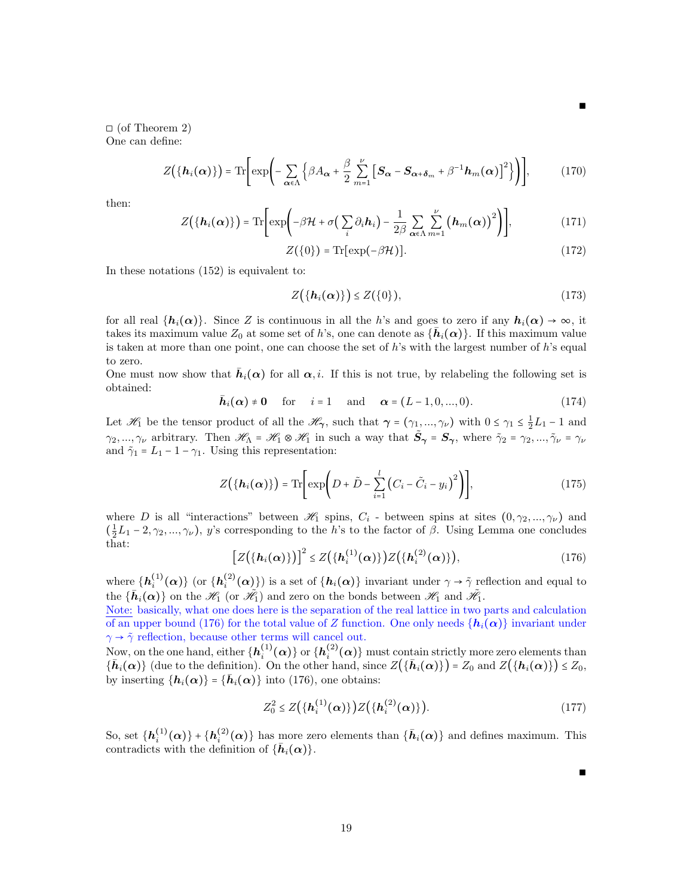■

□ (of Theorem 2)
One can define:

$$Z\big(\{\boldsymbol{h}_i(\boldsymbol{\alpha})\}\big) = \mathrm{Tr}\Bigg[\exp\Bigg(-\sum_{\boldsymbol{\alpha}\in\Lambda}\Big\{\beta A_{\boldsymbol{\alpha}} + \frac{\beta}{2}\sum_{m=1}^{\nu}\big[\boldsymbol{S}_{\boldsymbol{\alpha}} - \boldsymbol{S}_{\boldsymbol{\alpha}+\boldsymbol{\delta}_m} + \beta^{-1}\boldsymbol{h}_m(\boldsymbol{\alpha})\big]^2\Big\}\Bigg)\Bigg], \tag{170}$$

then:

$$Z\big(\{\boldsymbol{h}_i(\boldsymbol{\alpha})\}\big) = \mathrm{Tr}\Bigg[\exp\Bigg(-\beta\mathcal{H} + \sigma\big(\sum_i \partial_i \boldsymbol{h}_i\big) - \frac{1}{2\beta}\sum_{\boldsymbol{\alpha}\in\Lambda}\sum_{m=1}^{\nu}\big(\boldsymbol{h}_m(\boldsymbol{\alpha})\big)^2\Bigg)\Bigg], \tag{171}$$

$$Z(\{0\}) = \mathrm{Tr}[\exp(-\beta\mathcal{H})]. \tag{172}$$

In these notations (152) is equivalent to:

$$Z\big(\{\boldsymbol{h}_i(\boldsymbol{\alpha})\}\big) \leq Z(\{0\}), \tag{173}$$

for all real $\{\boldsymbol{h}_i(\boldsymbol{\alpha})\}$. Since $Z$ is continuous in all the $h$'s and goes to zero if any $\boldsymbol{h}_i(\boldsymbol{\alpha}) \to \infty$, it takes its maximum value $Z_0$ at some set of $h$'s, one can denote as $\{\bar{\boldsymbol{h}}_i(\boldsymbol{\alpha})\}$. If this maximum value is taken at more than one point, one can choose the set of $h$'s with the largest number of $h$'s equal to zero.
One must now show that $\bar{\boldsymbol{h}}_i(\boldsymbol{\alpha})$ for all $\boldsymbol{\alpha}, i$. If this is not true, by relabeling the following set is obtained:

$$\bar{\boldsymbol{h}}_i(\boldsymbol{\alpha}) \neq \boldsymbol{0} \quad \text{for} \quad i = 1 \quad \text{and} \quad \boldsymbol{\alpha} = (L-1, 0, ..., 0). \tag{174}$$

Let $\mathscr{H}_1$ be the tensor product of all the $\mathscr{H}_{\boldsymbol{\gamma}}$, such that $\boldsymbol{\gamma} = (\gamma_1, ..., \gamma_\nu)$ with $0 \leq \gamma_1 \leq \frac{1}{2}L_1 - 1$ and $\gamma_2, ..., \gamma_\nu$ arbitrary. Then $\mathscr{H}_\Lambda = \mathscr{H}_1 \otimes \tilde{\mathscr{H}}_1$ in such a way that $\tilde{\boldsymbol{S}}_{\boldsymbol{\gamma}} = \boldsymbol{S}_{\boldsymbol{\gamma}}$, where $\tilde{\gamma}_2 = \gamma_2, ..., \tilde{\gamma}_\nu = \gamma_\nu$ and $\tilde{\gamma}_1 = L_1 - 1 - \gamma_1$. Using this representation:

$$Z\big(\{\boldsymbol{h}_i(\boldsymbol{\alpha})\}\big) = \mathrm{Tr}\Bigg[\exp\Bigg(D + \tilde{D} - \sum_{i=1}^{l}\big(C_i - \tilde{C}_i - y_i\big)^2\Bigg)\Bigg], \tag{175}$$

where $D$ is all "interactions" between $\mathscr{H}_1$ spins, $C_i$ - between spins at sites $(0, \gamma_2, ..., \gamma_\nu)$ and $(\frac{1}{2}L_1 - 2, \gamma_2, ..., \gamma_\nu)$, $y$'s corresponding to the $h$'s to the factor of $\beta$. Using Lemma one concludes that:

$$\big[Z\big(\{\boldsymbol{h}_i(\boldsymbol{\alpha})\}\big)\big]^2 \leq Z\big(\{\boldsymbol{h}_i^{(1)}(\boldsymbol{\alpha})\}\big)Z\big(\{\boldsymbol{h}_i^{(2)}(\boldsymbol{\alpha})\}\big), \tag{176}$$

where $\{\boldsymbol{h}_i^{(1)}(\boldsymbol{\alpha})\}$ (or $\{\boldsymbol{h}_i^{(2)}(\boldsymbol{\alpha})\}$) is a set of $\{\boldsymbol{h}_i(\boldsymbol{\alpha})\}$ invariant under $\gamma \to \tilde{\gamma}$ reflection and equal to the $\{\bar{\boldsymbol{h}}_i(\boldsymbol{\alpha})\}$ on the $\mathscr{H}_1$ (or $\tilde{\mathscr{H}}_1$) and zero on the bonds between $\mathscr{H}_1$ and $\tilde{\mathscr{H}}_1$.
Note: basically, what one does here is the separation of the real lattice in two parts and calculation of an upper bound (176) for the total value of $Z$ function. One only needs $\{\boldsymbol{h}_i(\boldsymbol{\alpha})\}$ invariant under $\gamma \to \tilde{\gamma}$ reflection, because other terms will cancel out.
Now, on the one hand, either $\{\boldsymbol{h}_i^{(1)}(\boldsymbol{\alpha})\}$ or $\{\boldsymbol{h}_i^{(2)}(\boldsymbol{\alpha})\}$ must contain strictly more zero elements than $\{\bar{\boldsymbol{h}}_i(\boldsymbol{\alpha})\}$ (due to the definition). On the other hand, since $Z\big(\{\bar{\boldsymbol{h}}_i(\boldsymbol{\alpha})\}\big) = Z_0$ and $Z\big(\{\boldsymbol{h}_i(\boldsymbol{\alpha})\}\big) \leq Z_0$, by inserting $\{\boldsymbol{h}_i(\boldsymbol{\alpha})\} = \{\bar{\boldsymbol{h}}_i(\boldsymbol{\alpha})\}$ into (176), one obtains:

$$Z_0^2 \leq Z\big(\{\boldsymbol{h}_i^{(1)}(\boldsymbol{\alpha})\}\big)Z\big(\{\boldsymbol{h}_i^{(2)}(\boldsymbol{\alpha})\}\big). \tag{177}$$

So, set $\{\boldsymbol{h}_i^{(1)}(\boldsymbol{\alpha})\} + \{\boldsymbol{h}_i^{(2)}(\boldsymbol{\alpha})\}$ has more zero elements than $\{\bar{\boldsymbol{h}}_i(\boldsymbol{\alpha})\}$ and defines maximum. This contradicts with the definition of $\{\bar{\boldsymbol{h}}_i(\boldsymbol{\alpha})\}$.

■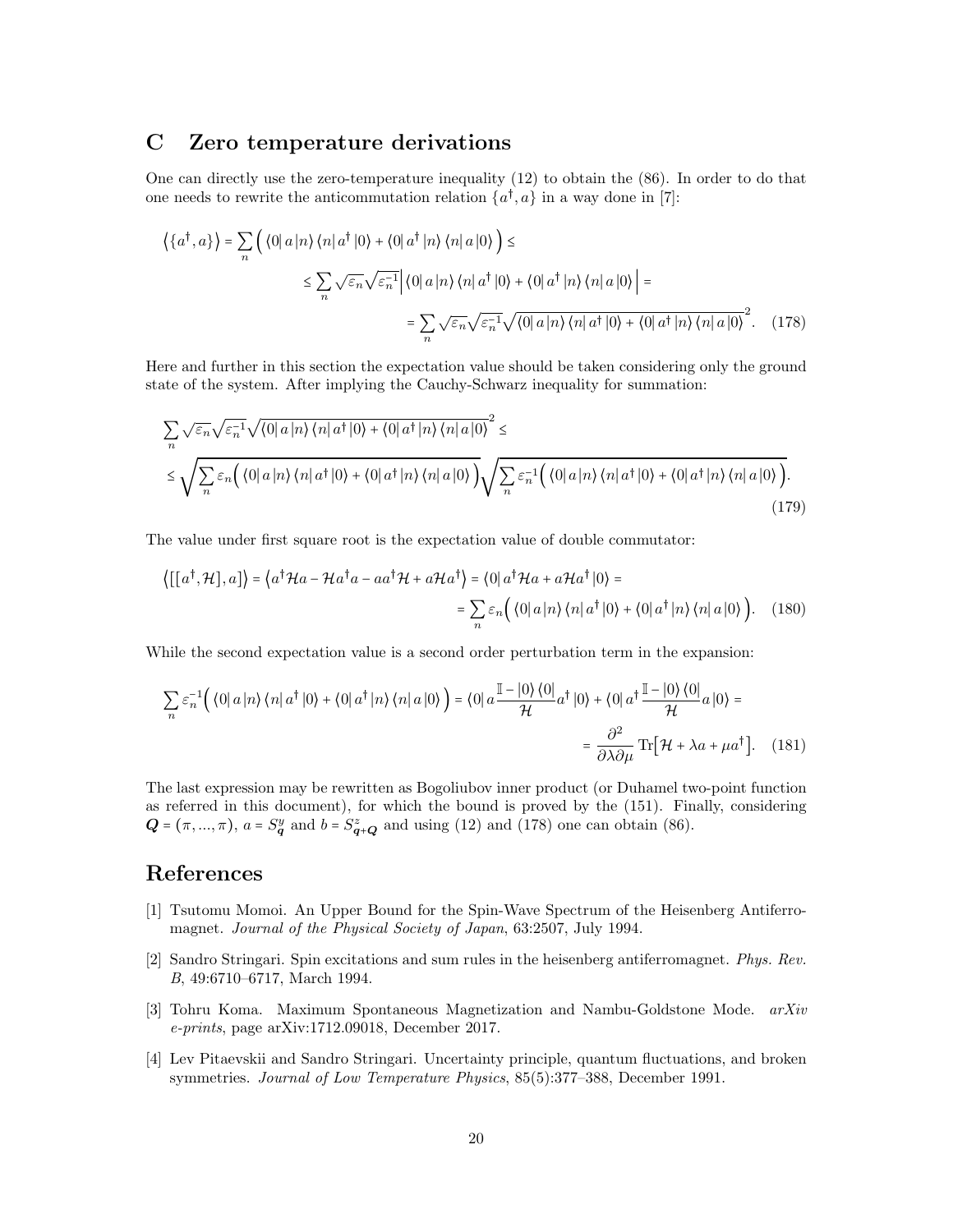## C Zero temperature derivations

One can directly use the zero-temperature inequality (12) to obtain the (86). In order to do that one needs to rewrite the anticommutation relation $\{a^\dagger, a\}$ in a way done in [7]:

$$
\begin{aligned}
\left\langle \{a^\dagger, a\} \right\rangle = \sum_n \Big( \langle 0| a |n\rangle \langle n| a^\dagger |0\rangle + \langle 0| a^\dagger |n\rangle \langle n| a |0\rangle \Big) \leq \\
\leq \sum_n \sqrt{\varepsilon_n} \sqrt{\varepsilon_n^{-1}} \Big| \langle 0| a |n\rangle \langle n| a^\dagger |0\rangle + \langle 0| a^\dagger |n\rangle \langle n| a |0\rangle \Big| = \\
= \sum_n \sqrt{\varepsilon_n} \sqrt{\varepsilon_n^{-1}} \sqrt{\langle 0| a |n\rangle \langle n| a^\dagger |0\rangle + \langle 0| a^\dagger |n\rangle \langle n| a |0\rangle}^{\,2}. \quad (178)
\end{aligned}
$$

Here and further in this section the expectation value should be taken considering only the ground state of the system. After implying the Cauchy-Schwarz inequality for summation:

$$
\begin{aligned}
&\sum_n \sqrt{\varepsilon_n} \sqrt{\varepsilon_n^{-1}} \sqrt{\langle 0| a |n\rangle \langle n| a^\dagger |0\rangle + \langle 0| a^\dagger |n\rangle \langle n| a |0\rangle}^{\,2} \leq \\
&\leq \sqrt{\sum_n \varepsilon_n \Big( \langle 0| a |n\rangle \langle n| a^\dagger |0\rangle + \langle 0| a^\dagger |n\rangle \langle n| a |0\rangle \Big)} \sqrt{\sum_n \varepsilon_n^{-1} \Big( \langle 0| a |n\rangle \langle n| a^\dagger |0\rangle + \langle 0| a^\dagger |n\rangle \langle n| a |0\rangle \Big)}. \quad (179)
\end{aligned}
$$

The value under first square root is the expectation value of double commutator:

$$
\begin{aligned}
\left\langle [[a^\dagger, \mathcal{H}], a] \right\rangle = \left\langle a^\dagger \mathcal{H} a - \mathcal{H} a^\dagger a - a a^\dagger \mathcal{H} + a \mathcal{H} a^\dagger \right\rangle = \langle 0| a^\dagger \mathcal{H} a + a \mathcal{H} a^\dagger |0\rangle = \\
= \sum_n \varepsilon_n \Big( \langle 0| a |n\rangle \langle n| a^\dagger |0\rangle + \langle 0| a^\dagger |n\rangle \langle n| a |0\rangle \Big). \quad (180)
\end{aligned}
$$

While the second expectation value is a second order perturbation term in the expansion:

$$
\begin{aligned}
\sum_n \varepsilon_n^{-1} \Big( \langle 0| a |n\rangle \langle n| a^\dagger |0\rangle + \langle 0| a^\dagger |n\rangle \langle n| a |0\rangle \Big) = \langle 0| a \frac{\mathbb{I} - |0\rangle\langle 0|}{\mathcal{H}} a^\dagger |0\rangle + \langle 0| a^\dagger \frac{\mathbb{I} - |0\rangle\langle 0|}{\mathcal{H}} a |0\rangle = \\
= \frac{\partial^2}{\partial\lambda \partial\mu} \operatorname{Tr}\big[\mathcal{H} + \lambda a + \mu a^\dagger\big]. \quad (181)
\end{aligned}
$$

The last expression may be rewritten as Bogoliubov inner product (or Duhamel two-point function as referred in this document), for which the bound is proved by the (151). Finally, considering $\boldsymbol{Q} = (\pi, ..., \pi)$, $a = S^y_{\boldsymbol{q}}$ and $b = S^z_{\boldsymbol{q}+\boldsymbol{Q}}$ and using (12) and (178) one can obtain (86).

# References

[1] Tsutomu Momoi. An Upper Bound for the Spin-Wave Spectrum of the Heisenberg Antiferromagnet. *Journal of the Physical Society of Japan*, 63:2507, July 1994.

[2] Sandro Stringari. Spin excitations and sum rules in the heisenberg antiferromagnet. *Phys. Rev. B*, 49:6710–6717, March 1994.

[3] Tohru Koma. Maximum Spontaneous Magnetization and Nambu-Goldstone Mode. *arXiv e-prints*, page arXiv:1712.09018, December 2017.

[4] Lev Pitaevskii and Sandro Stringari. Uncertainty principle, quantum fluctuations, and broken symmetries. *Journal of Low Temperature Physics*, 85(5):377–388, December 1991.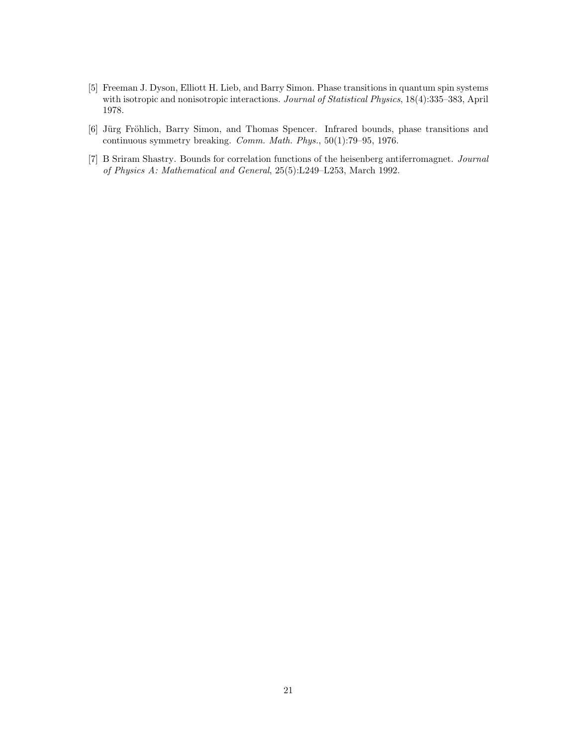[5] Freeman J. Dyson, Elliott H. Lieb, and Barry Simon. Phase transitions in quantum spin systems with isotropic and nonisotropic interactions. *Journal of Statistical Physics*, 18(4):335–383, April 1978.

[6] Jürg Fröhlich, Barry Simon, and Thomas Spencer. Infrared bounds, phase transitions and continuous symmetry breaking. *Comm. Math. Phys.*, 50(1):79–95, 1976.

[7] B Sriram Shastry. Bounds for correlation functions of the heisenberg antiferromagnet. *Journal of Physics A: Mathematical and General*, 25(5):L249–L253, March 1992.